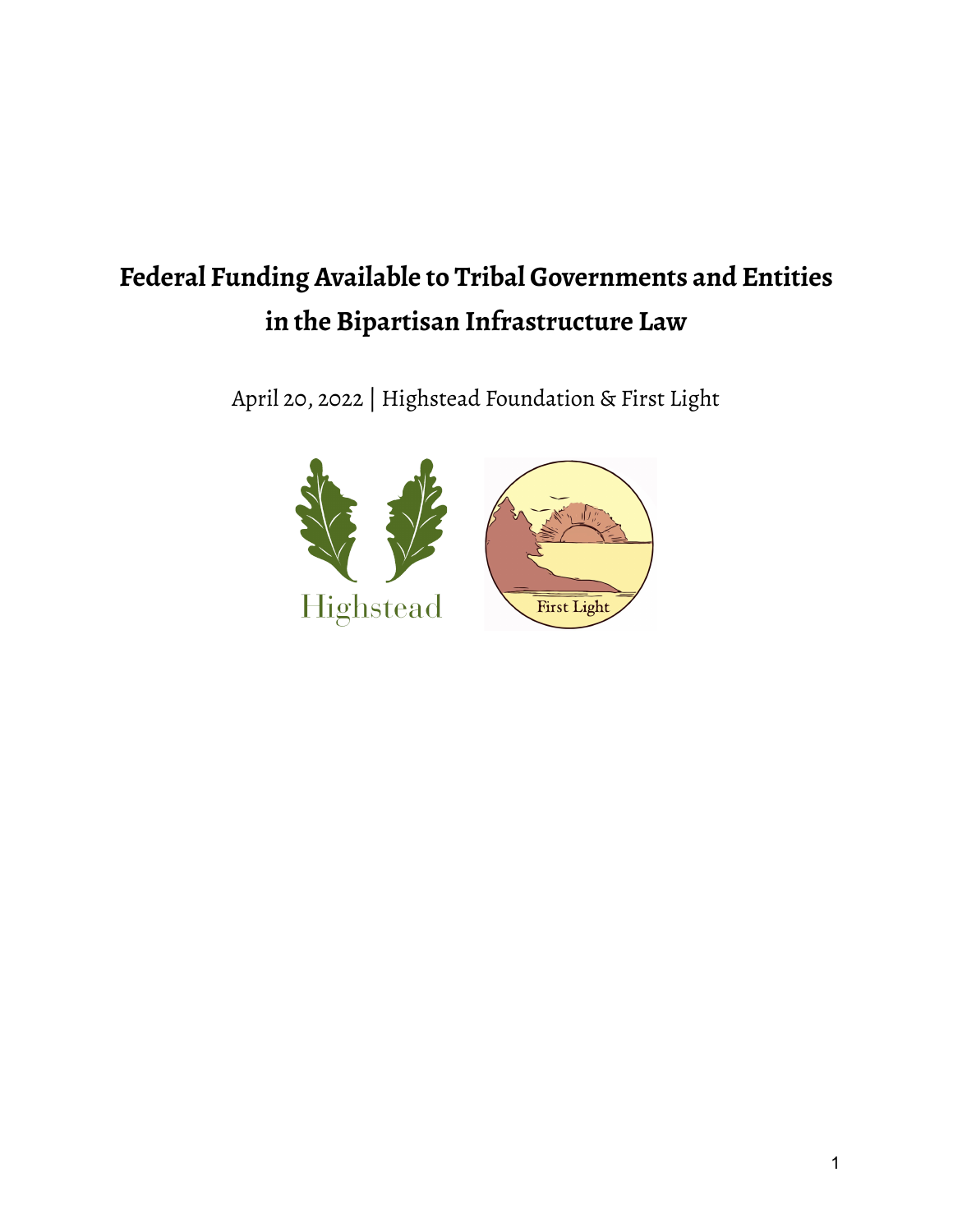# Federal Funding Available to Tribal Governments and Entities in the Bipartisan Infrastructure Law

April 20, 2022 | Highstead Foundation & First Light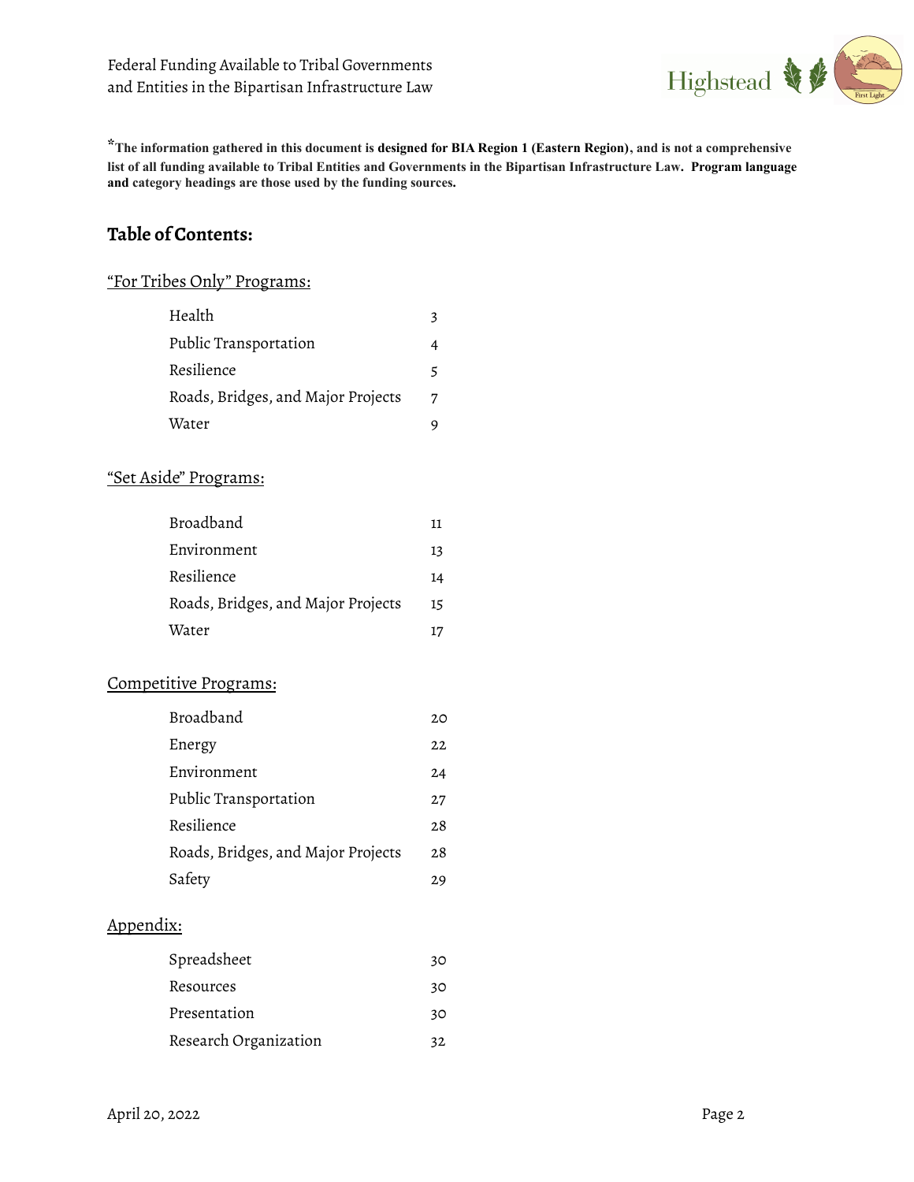*The information gathered in this document is **designed for BIA Region 1 (Eastern Region)**, and is not a comprehensive list of all funding available to Tribal Entities and Governments in the Bipartisan Infrastructure Law. **Program language and** category headings are those used by the funding sources.

## Table of Contents:

### "For Tribes Only" Programs:

| | |
|---|---|
| Health | 3 |
| Public Transportation | 4 |
| Resilience | 5 |
| Roads, Bridges, and Major Projects | 7 |
| Water | 9 |

### "Set Aside" Programs:

| | |
|---|---|
| Broadband | 11 |
| Environment | 13 |
| Resilience | 14 |
| Roads, Bridges, and Major Projects | 15 |
| Water | 17 |

### Competitive Programs:

| | |
|---|---|
| Broadband | 20 |
| Energy | 22 |
| Environment | 24 |
| Public Transportation | 27 |
| Resilience | 28 |
| Roads, Bridges, and Major Projects | 28 |
| Safety | 29 |

### Appendix:

| | |
|---|---|
| Spreadsheet | 30 |
| Resources | 30 |
| Presentation | 30 |
| Research Organization | 32 |

April 20, 2022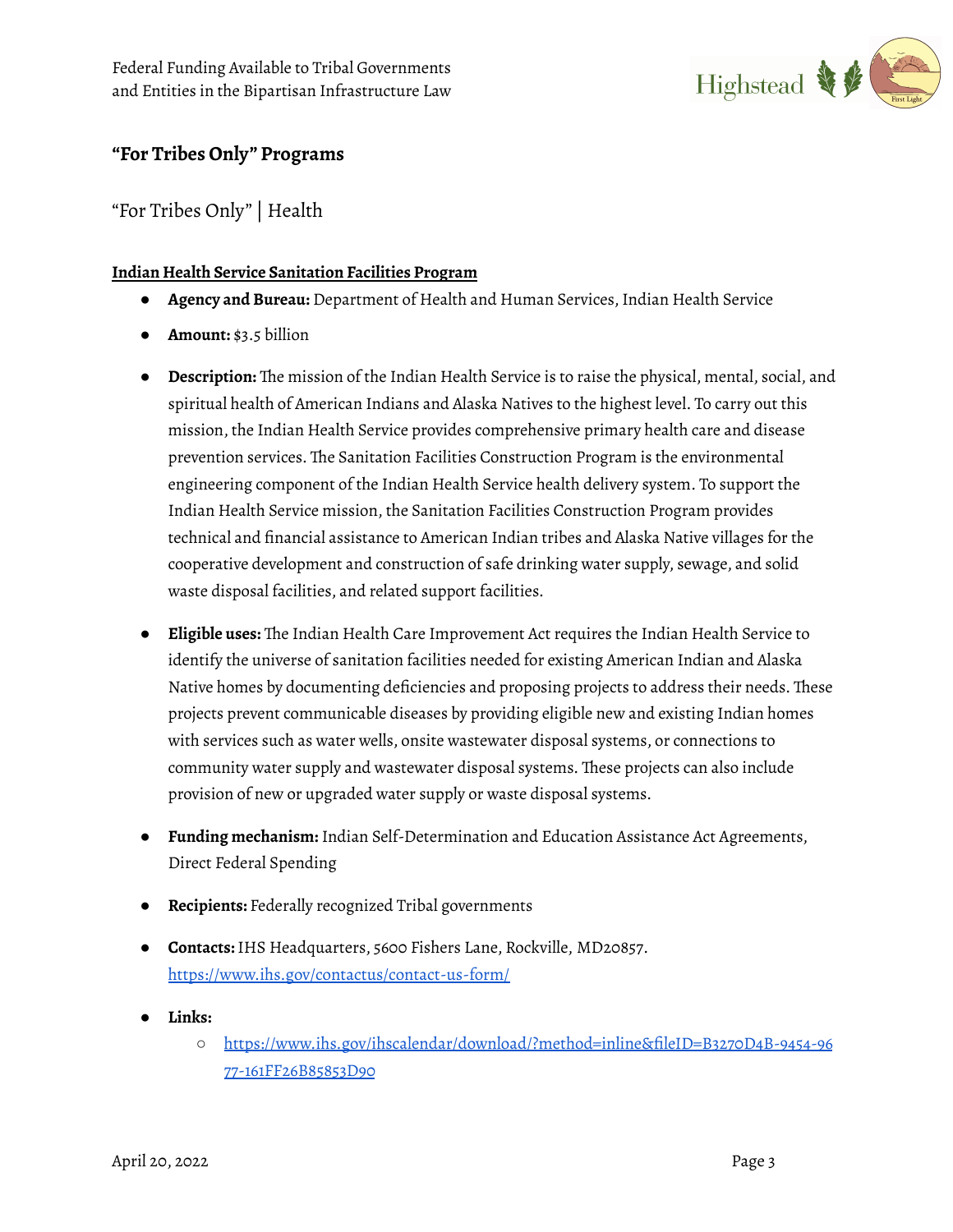## "For Tribes Only" Programs

### "For Tribes Only" | Health

**Indian Health Service Sanitation Facilities Program**

- **Agency and Bureau:** Department of Health and Human Services, Indian Health Service
- **Amount:** $3.5 billion
- **Description:** The mission of the Indian Health Service is to raise the physical, mental, social, and spiritual health of American Indians and Alaska Natives to the highest level. To carry out this mission, the Indian Health Service provides comprehensive primary health care and disease prevention services. The Sanitation Facilities Construction Program is the environmental engineering component of the Indian Health Service health delivery system. To support the Indian Health Service mission, the Sanitation Facilities Construction Program provides technical and financial assistance to American Indian tribes and Alaska Native villages for the cooperative development and construction of safe drinking water supply, sewage, and solid waste disposal facilities, and related support facilities.
- **Eligible uses:** The Indian Health Care Improvement Act requires the Indian Health Service to identify the universe of sanitation facilities needed for existing American Indian and Alaska Native homes by documenting deficiencies and proposing projects to address their needs. These projects prevent communicable diseases by providing eligible new and existing Indian homes with services such as water wells, onsite wastewater disposal systems, or connections to community water supply and wastewater disposal systems. These projects can also include provision of new or upgraded water supply or waste disposal systems.
- **Funding mechanism:** Indian Self-Determination and Education Assistance Act Agreements, Direct Federal Spending
- **Recipients:** Federally recognized Tribal governments
- **Contacts:** IHS Headquarters, 5600 Fishers Lane, Rockville, MD20857. https://www.ihs.gov/contactus/contact-us-form/
- **Links:**
  - https://www.ihs.gov/ihscalendar/download/?method=inline&fileID=B3270D4B-9454-9677-161FF26B85853D90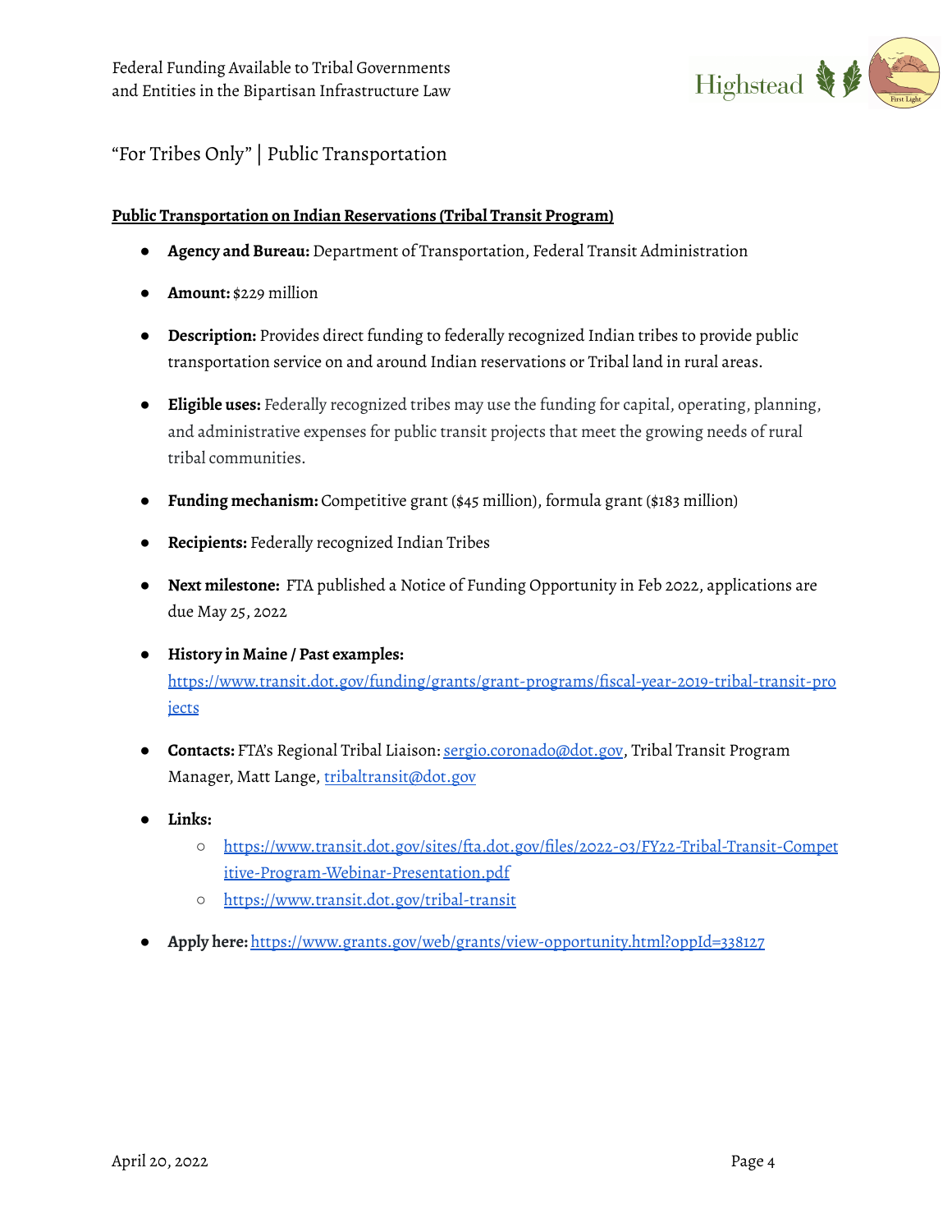## "For Tribes Only" | Public Transportation

**Public Transportation on Indian Reservations (Tribal Transit Program)**

- **Agency and Bureau:** Department of Transportation, Federal Transit Administration
- **Amount:** $229 million
- **Description:** Provides direct funding to federally recognized Indian tribes to provide public transportation service on and around Indian reservations or Tribal land in rural areas.
- **Eligible uses:** Federally recognized tribes may use the funding for capital, operating, planning, and administrative expenses for public transit projects that meet the growing needs of rural tribal communities.
- **Funding mechanism:** Competitive grant ($45 million), formula grant ($183 million)
- **Recipients:** Federally recognized Indian Tribes
- **Next milestone:** FTA published a Notice of Funding Opportunity in Feb 2022, applications are due May 25, 2022
- **History in Maine / Past examples:** https://www.transit.dot.gov/funding/grants/grant-programs/fiscal-year-2019-tribal-transit-projects
- **Contacts:** FTA's Regional Tribal Liaison: sergio.coronado@dot.gov, Tribal Transit Program Manager, Matt Lange, tribaltransit@dot.gov
- **Links:**
  - https://www.transit.dot.gov/sites/fta.dot.gov/files/2022-03/FY22-Tribal-Transit-Competitive-Program-Webinar-Presentation.pdf
  - https://www.transit.dot.gov/tribal-transit
- **Apply here:** https://www.grants.gov/web/grants/view-opportunity.html?oppId=338127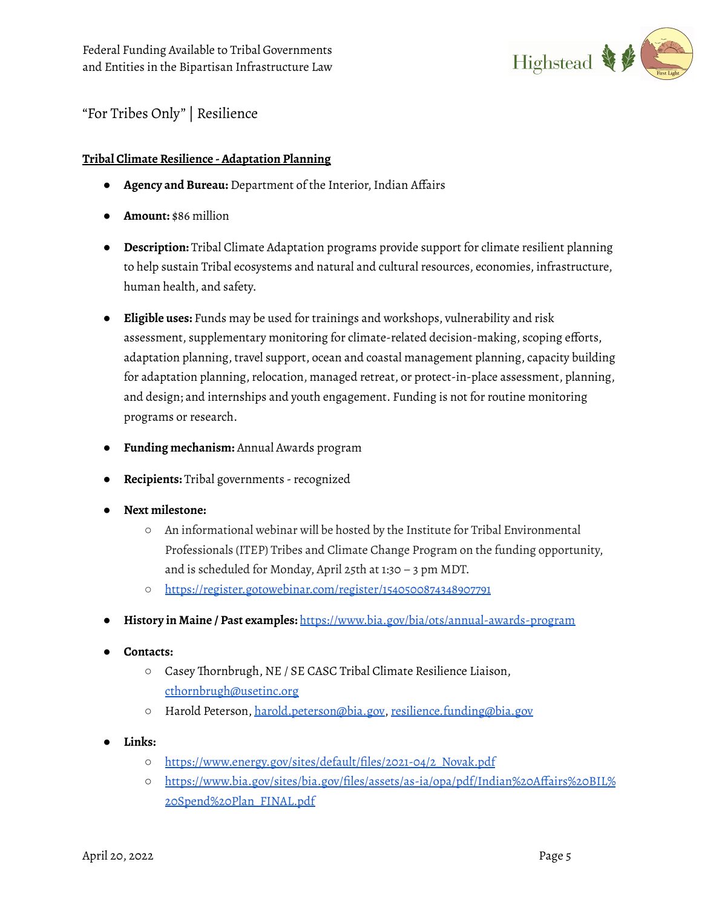"For Tribes Only" | Resilience

**Tribal Climate Resilience - Adaptation Planning**

- **Agency and Bureau:** Department of the Interior, Indian Affairs
- **Amount:** $86 million
- **Description:** Tribal Climate Adaptation programs provide support for climate resilient planning to help sustain Tribal ecosystems and natural and cultural resources, economies, infrastructure, human health, and safety.
- **Eligible uses:** Funds may be used for trainings and workshops, vulnerability and risk assessment, supplementary monitoring for climate-related decision-making, scoping efforts, adaptation planning, travel support, ocean and coastal management planning, capacity building for adaptation planning, relocation, managed retreat, or protect-in-place assessment, planning, and design; and internships and youth engagement. Funding is not for routine monitoring programs or research.
- **Funding mechanism:** Annual Awards program
- **Recipients:** Tribal governments - recognized
- **Next milestone:**
  - An informational webinar will be hosted by the Institute for Tribal Environmental Professionals (ITEP) Tribes and Climate Change Program on the funding opportunity, and is scheduled for Monday, April 25th at 1:30 – 3 pm MDT.
  - https://register.gotowebinar.com/register/1540500874348907791
- **History in Maine / Past examples:** https://www.bia.gov/bia/ots/annual-awards-program
- **Contacts:**
  - Casey Thornbrugh, NE / SE CASC Tribal Climate Resilience Liaison, cthornbrugh@usetinc.org
  - Harold Peterson, harold.peterson@bia.gov, resilience.funding@bia.gov
- **Links:**
  - https://www.energy.gov/sites/default/files/2021-04/2_Novak.pdf
  - https://www.bia.gov/sites/bia.gov/files/assets/as-ia/opa/pdf/Indian%20Affairs%20BIL%20Spend%20Plan_FINAL.pdf

April 20, 2022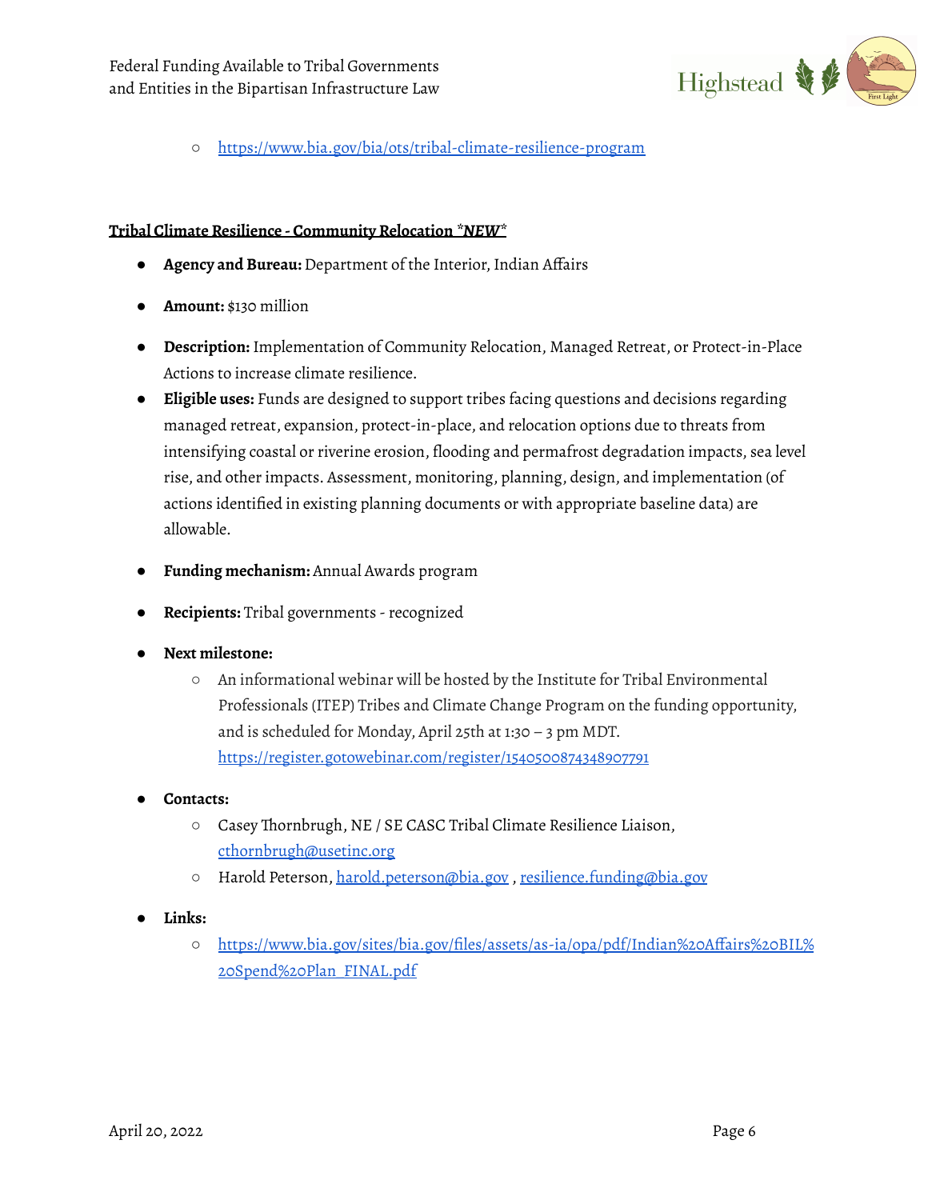- https://www.bia.gov/bia/ots/tribal-climate-resilience-program

**Tribal Climate Resilience - Community Relocation *\*NEW\****

- **Agency and Bureau:** Department of the Interior, Indian Affairs
- **Amount:** $130 million
- **Description:** Implementation of Community Relocation, Managed Retreat, or Protect-in-Place Actions to increase climate resilience.
- **Eligible uses:** Funds are designed to support tribes facing questions and decisions regarding managed retreat, expansion, protect-in-place, and relocation options due to threats from intensifying coastal or riverine erosion, flooding and permafrost degradation impacts, sea level rise, and other impacts. Assessment, monitoring, planning, design, and implementation (of actions identified in existing planning documents or with appropriate baseline data) are allowable.
- **Funding mechanism:** Annual Awards program
- **Recipients:** Tribal governments - recognized
- **Next milestone:**
  - An informational webinar will be hosted by the Institute for Tribal Environmental Professionals (ITEP) Tribes and Climate Change Program on the funding opportunity, and is scheduled for Monday, April 25th at 1:30 – 3 pm MDT. https://register.gotowebinar.com/register/1540500874348907791
- **Contacts:**
  - Casey Thornbrugh, NE / SE CASC Tribal Climate Resilience Liaison, cthornbrugh@usetinc.org
  - Harold Peterson, harold.peterson@bia.gov , resilience.funding@bia.gov
- **Links:**
  - https://www.bia.gov/sites/bia.gov/files/assets/as-ia/opa/pdf/Indian%20Affairs%20BIL%20Spend%20Plan_FINAL.pdf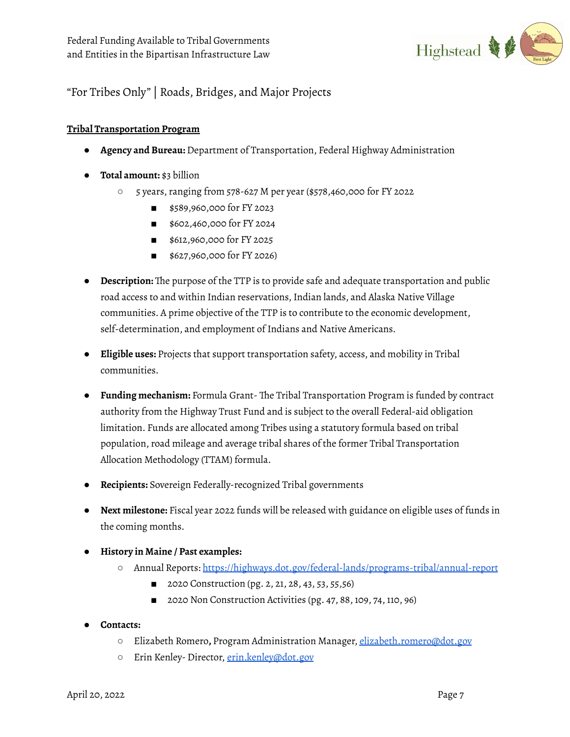"For Tribes Only" | Roads, Bridges, and Major Projects

**Tribal Transportation Program**

- **Agency and Bureau:** Department of Transportation, Federal Highway Administration
- **Total amount:** $3 billion
  - 5 years, ranging from 578-627 M per year ($578,460,000 for FY 2022
    - $589,960,000 for FY 2023
    - $602,460,000 for FY 2024
    - $612,960,000 for FY 2025
    - $627,960,000 for FY 2026)
- **Description:** The purpose of the TTP is to provide safe and adequate transportation and public road access to and within Indian reservations, Indian lands, and Alaska Native Village communities. A prime objective of the TTP is to contribute to the economic development, self-determination, and employment of Indians and Native Americans.
- **Eligible uses:** Projects that support transportation safety, access, and mobility in Tribal communities.
- **Funding mechanism:** Formula Grant- The Tribal Transportation Program is funded by contract authority from the Highway Trust Fund and is subject to the overall Federal-aid obligation limitation. Funds are allocated among Tribes using a statutory formula based on tribal population, road mileage and average tribal shares of the former Tribal Transportation Allocation Methodology (TTAM) formula.
- **Recipients:** Sovereign Federally-recognized Tribal governments
- **Next milestone:** Fiscal year 2022 funds will be released with guidance on eligible uses of funds in the coming months.
- **History in Maine / Past examples:**
  - Annual Reports: https://highways.dot.gov/federal-lands/programs-tribal/annual-report
    - 2020 Construction (pg. 2, 21, 28, 43, 53, 55,56)
    - 2020 Non Construction Activities (pg. 47, 88, 109, 74, 110, 96)
- **Contacts:**
  - Elizabeth Romero**,** Program Administration Manager, elizabeth.romero@dot.gov
  - Erin Kenley- Director, erin.kenley@dot.gov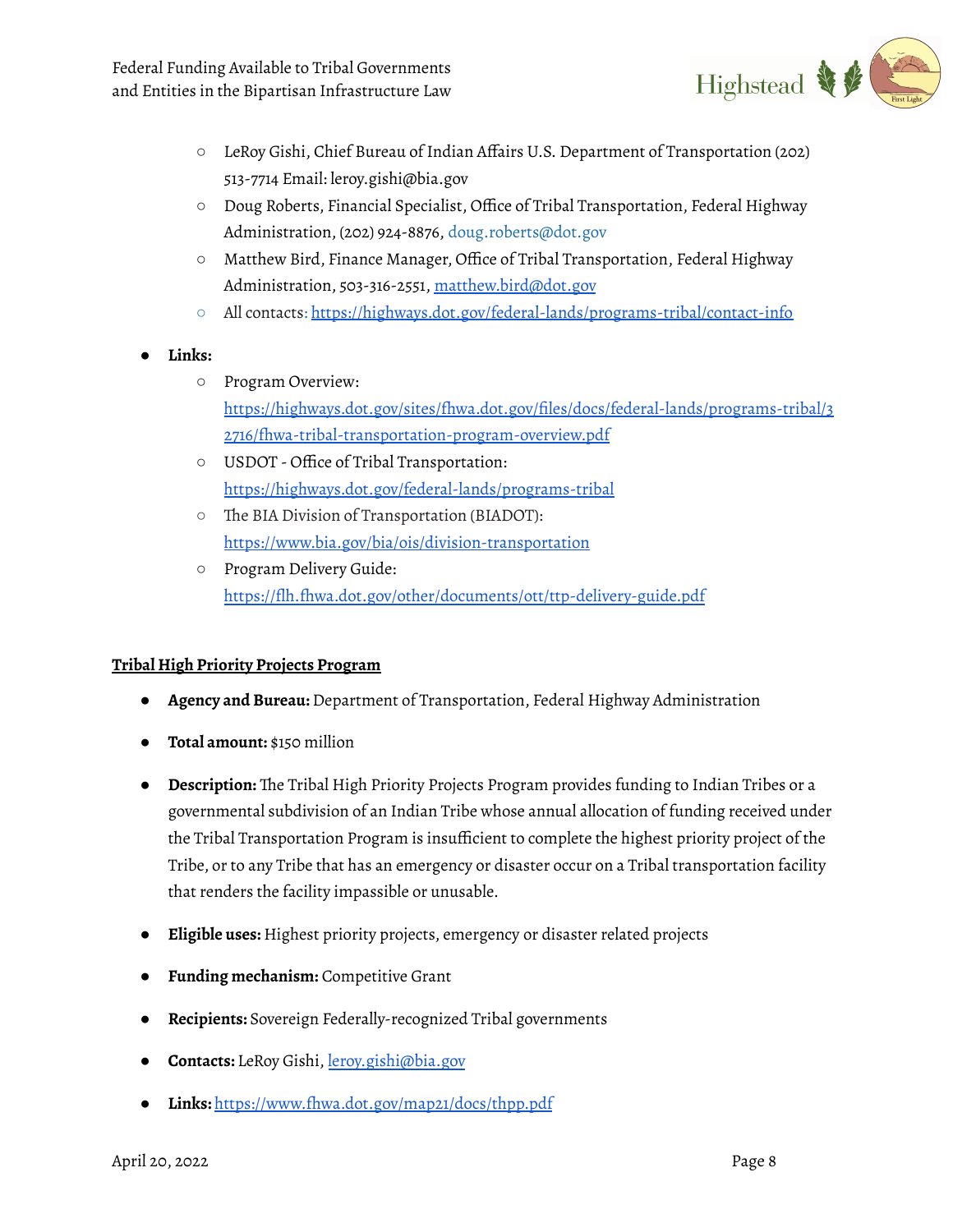- LeRoy Gishi, Chief Bureau of Indian Affairs U.S. Department of Transportation (202) 513-7714 Email: leroy.gishi@bia.gov
  - Doug Roberts, Financial Specialist, Office of Tribal Transportation, Federal Highway Administration, (202) 924-8876, doug.roberts@dot.gov
  - Matthew Bird, Finance Manager, Office of Tribal Transportation, Federal Highway Administration, 503-316-2551, matthew.bird@dot.gov
  - All contacts: https://highways.dot.gov/federal-lands/programs-tribal/contact-info

- **Links:**
  - Program Overview: https://highways.dot.gov/sites/fhwa.dot.gov/files/docs/federal-lands/programs-tribal/32716/fhwa-tribal-transportation-program-overview.pdf
  - USDOT - Office of Tribal Transportation: https://highways.dot.gov/federal-lands/programs-tribal
  - The BIA Division of Transportation (BIADOT): https://www.bia.gov/bia/ois/division-transportation
  - Program Delivery Guide: https://flh.fhwa.dot.gov/other/documents/ott/ttp-delivery-guide.pdf

**Tribal High Priority Projects Program**

- **Agency and Bureau:** Department of Transportation, Federal Highway Administration
- **Total amount:** $150 million
- **Description:** The Tribal High Priority Projects Program provides funding to Indian Tribes or a governmental subdivision of an Indian Tribe whose annual allocation of funding received under the Tribal Transportation Program is insufficient to complete the highest priority project of the Tribe, or to any Tribe that has an emergency or disaster occur on a Tribal transportation facility that renders the facility impassible or unusable.
- **Eligible uses:** Highest priority projects, emergency or disaster related projects
- **Funding mechanism:** Competitive Grant
- **Recipients:** Sovereign Federally-recognized Tribal governments
- **Contacts:** LeRoy Gishi, leroy.gishi@bia.gov
- **Links:** https://www.fhwa.dot.gov/map21/docs/thpp.pdf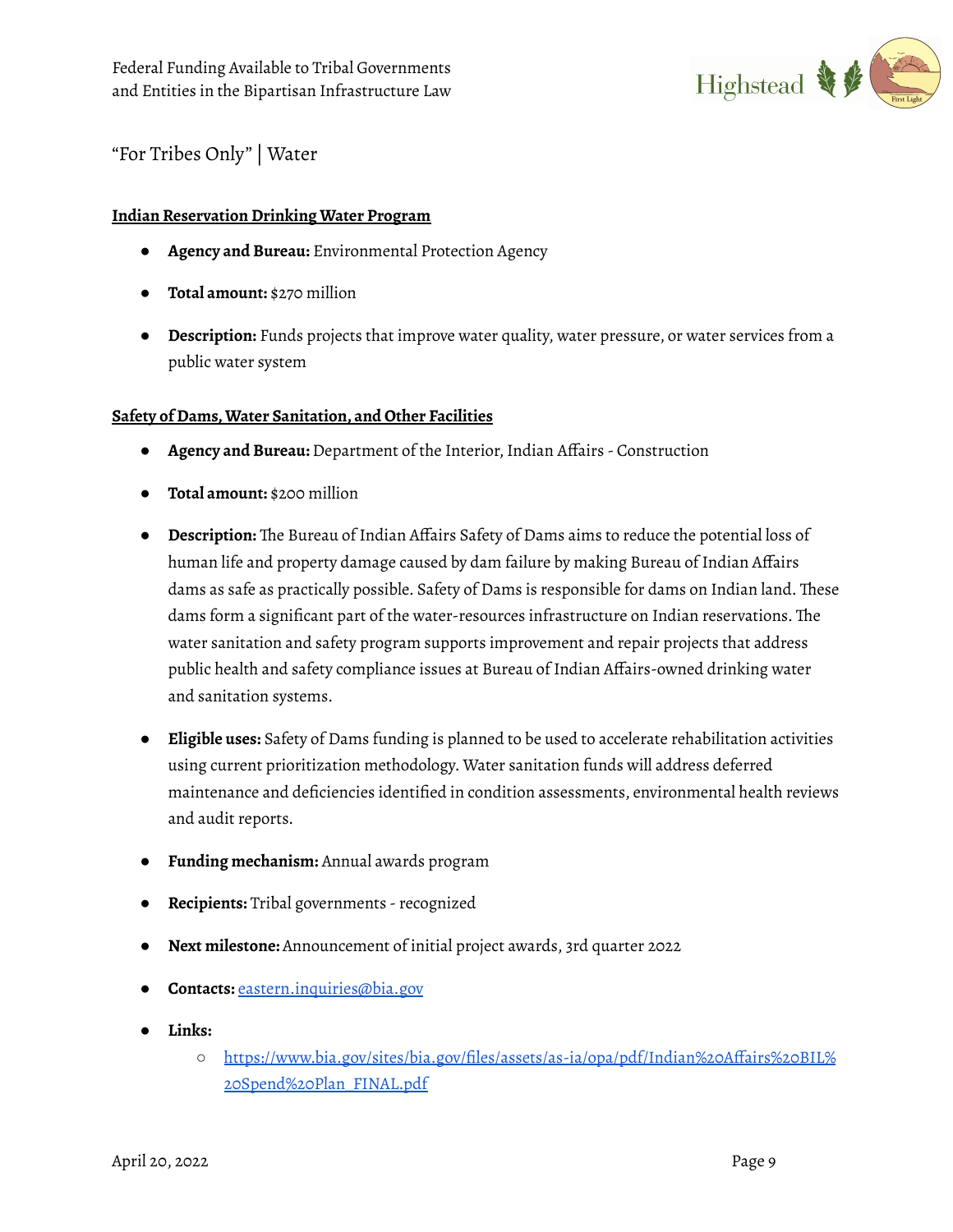"For Tribes Only" | Water

**Indian Reservation Drinking Water Program**

- **Agency and Bureau:** Environmental Protection Agency
- **Total amount:** $270 million
- **Description:** Funds projects that improve water quality, water pressure, or water services from a public water system

**Safety of Dams, Water Sanitation, and Other Facilities**

- **Agency and Bureau:** Department of the Interior, Indian Affairs - Construction
- **Total amount:** $200 million
- **Description:** The Bureau of Indian Affairs Safety of Dams aims to reduce the potential loss of human life and property damage caused by dam failure by making Bureau of Indian Affairs dams as safe as practically possible. Safety of Dams is responsible for dams on Indian land. These dams form a significant part of the water-resources infrastructure on Indian reservations. The water sanitation and safety program supports improvement and repair projects that address public health and safety compliance issues at Bureau of Indian Affairs-owned drinking water and sanitation systems.
- **Eligible uses:** Safety of Dams funding is planned to be used to accelerate rehabilitation activities using current prioritization methodology. Water sanitation funds will address deferred maintenance and deficiencies identified in condition assessments, environmental health reviews and audit reports.
- **Funding mechanism:** Annual awards program
- **Recipients:** Tribal governments - recognized
- **Next milestone:** Announcement of initial project awards, 3rd quarter 2022
- **Contacts:** eastern.inquiries@bia.gov
- **Links:**
  - https://www.bia.gov/sites/bia.gov/files/assets/as-ia/opa/pdf/Indian%20Affairs%20BIL%20Spend%20Plan_FINAL.pdf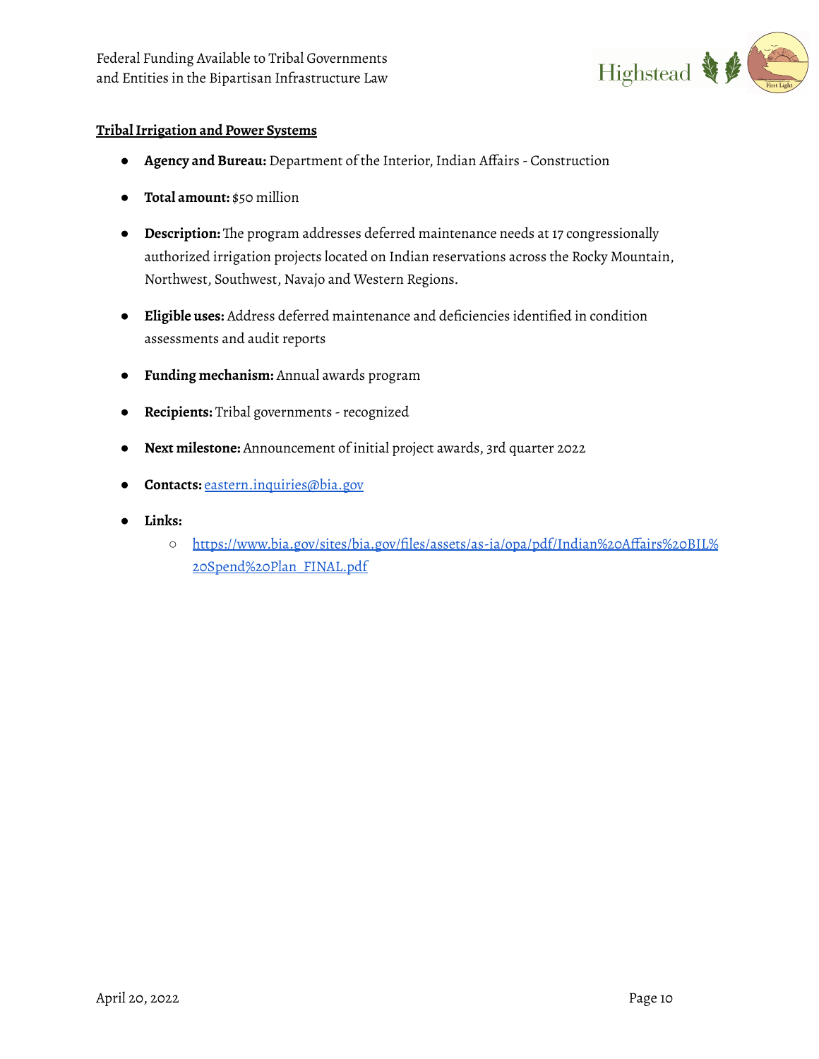## Tribal Irrigation and Power Systems

- **Agency and Bureau:** Department of the Interior, Indian Affairs - Construction
- **Total amount:** $50 million
- **Description:** The program addresses deferred maintenance needs at 17 congressionally authorized irrigation projects located on Indian reservations across the Rocky Mountain, Northwest, Southwest, Navajo and Western Regions.
- **Eligible uses:** Address deferred maintenance and deficiencies identified in condition assessments and audit reports
- **Funding mechanism:** Annual awards program
- **Recipients:** Tribal governments - recognized
- **Next milestone:** Announcement of initial project awards, 3rd quarter 2022
- **Contacts:** [eastern.inquiries@bia.gov](mailto:eastern.inquiries@bia.gov)
- **Links:**
  - [https://www.bia.gov/sites/bia.gov/files/assets/as-ia/opa/pdf/Indian%20Affairs%20BIL%20Spend%20Plan_FINAL.pdf](https://www.bia.gov/sites/bia.gov/files/assets/as-ia/opa/pdf/Indian%20Affairs%20BIL%20Spend%20Plan_FINAL.pdf)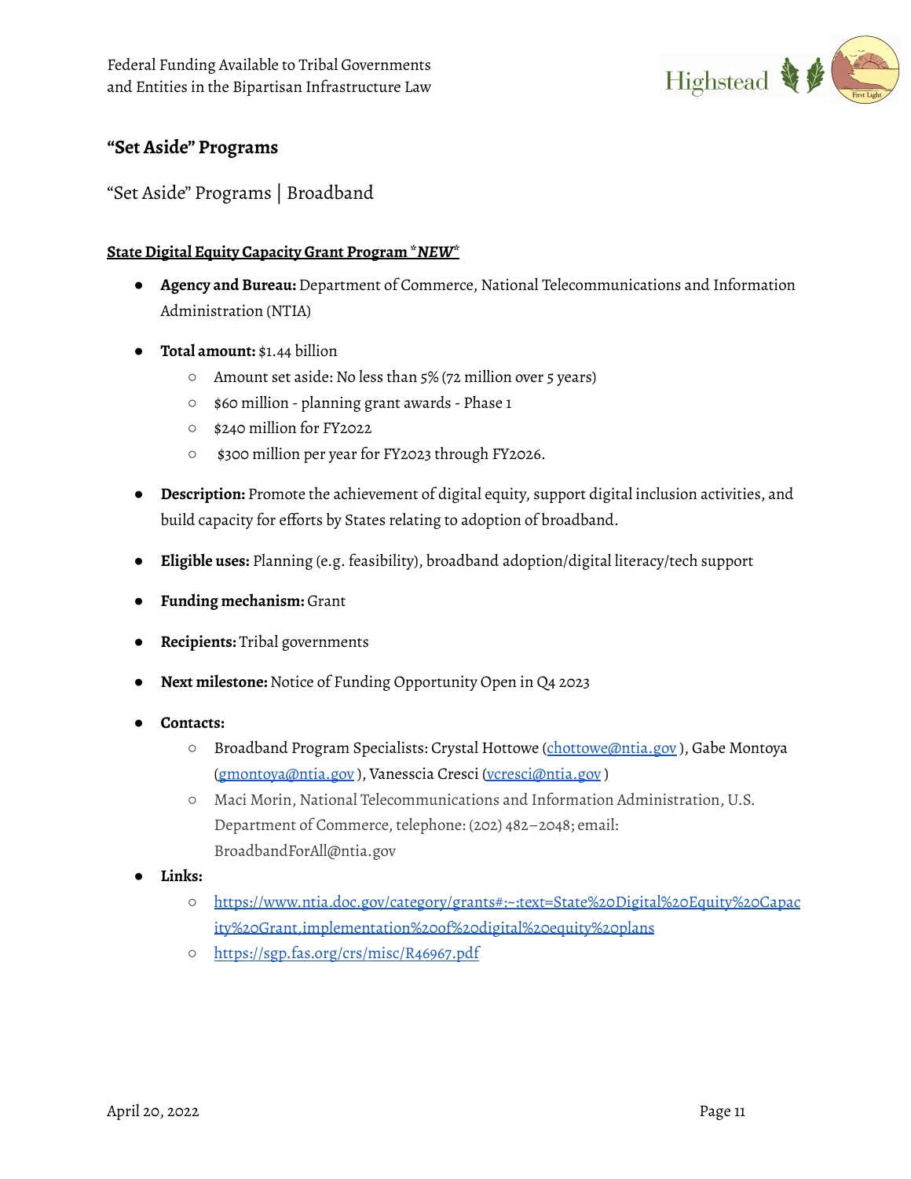## "Set Aside" Programs

"Set Aside" Programs | Broadband

**State Digital Equity Capacity Grant Program *_NEW_***

- **Agency and Bureau:** Department of Commerce, National Telecommunications and Information Administration (NTIA)
- **Total amount:** $1.44 billion
  - Amount set aside: No less than 5% (72 million over 5 years)
  - $60 million - planning grant awards - Phase 1
  - $240 million for FY2022
  - $300 million per year for FY2023 through FY2026.
- **Description:** Promote the achievement of digital equity, support digital inclusion activities, and build capacity for efforts by States relating to adoption of broadband.
- **Eligible uses:** Planning (e.g. feasibility), broadband adoption/digital literacy/tech support
- **Funding mechanism:** Grant
- **Recipients:** Tribal governments
- **Next milestone:** Notice of Funding Opportunity Open in Q4 2023
- **Contacts:**
  - Broadband Program Specialists: Crystal Hottowe (chottowe@ntia.gov ), Gabe Montoya (gmontoya@ntia.gov ), Vanesscia Cresci (vcresci@ntia.gov )
  - Maci Morin, National Telecommunications and Information Administration, U.S. Department of Commerce, telephone: (202) 482–2048; email: BroadbandForAll@ntia.gov
- **Links:**
  - https://www.ntia.doc.gov/category/grants#:~:text=State%20Digital%20Equity%20Capacity%20Grant,implementation%20of%20digital%20equity%20plans
  - https://sgp.fas.org/crs/misc/R46967.pdf

April 20, 2022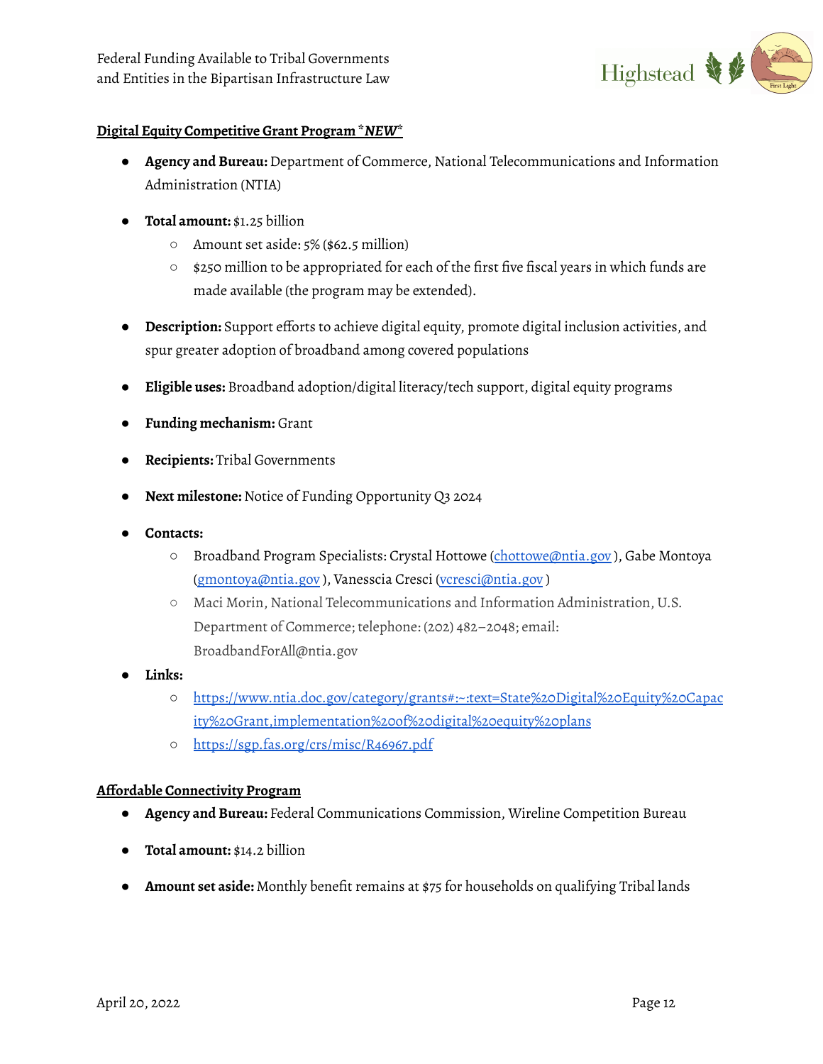**Digital Equity Competitive Grant Program *NEW***

- **Agency and Bureau:** Department of Commerce, National Telecommunications and Information Administration (NTIA)
- **Total amount:** $1.25 billion
  - Amount set aside: 5% ($62.5 million)
  - $250 million to be appropriated for each of the first five fiscal years in which funds are made available (the program may be extended).
- **Description:** Support efforts to achieve digital equity, promote digital inclusion activities, and spur greater adoption of broadband among covered populations
- **Eligible uses:** Broadband adoption/digital literacy/tech support, digital equity programs
- **Funding mechanism:** Grant
- **Recipients:** Tribal Governments
- **Next milestone:** Notice of Funding Opportunity Q3 2024
- **Contacts:**
  - Broadband Program Specialists: Crystal Hottowe (chottowe@ntia.gov ), Gabe Montoya (gmontoya@ntia.gov ), Vanesscia Cresci (vcresci@ntia.gov )
  - Maci Morin, National Telecommunications and Information Administration, U.S. Department of Commerce; telephone: (202) 482–2048; email: BroadbandForAll@ntia.gov
- **Links:**
  - https://www.ntia.doc.gov/category/grants#:~:text=State%20Digital%20Equity%20Capacity%20Grant,implementation%20of%20digital%20equity%20plans
  - https://sgp.fas.org/crs/misc/R46967.pdf

**Affordable Connectivity Program**

- **Agency and Bureau:** Federal Communications Commission, Wireline Competition Bureau
- **Total amount:** $14.2 billion
- **Amount set aside:** Monthly benefit remains at $75 for households on qualifying Tribal lands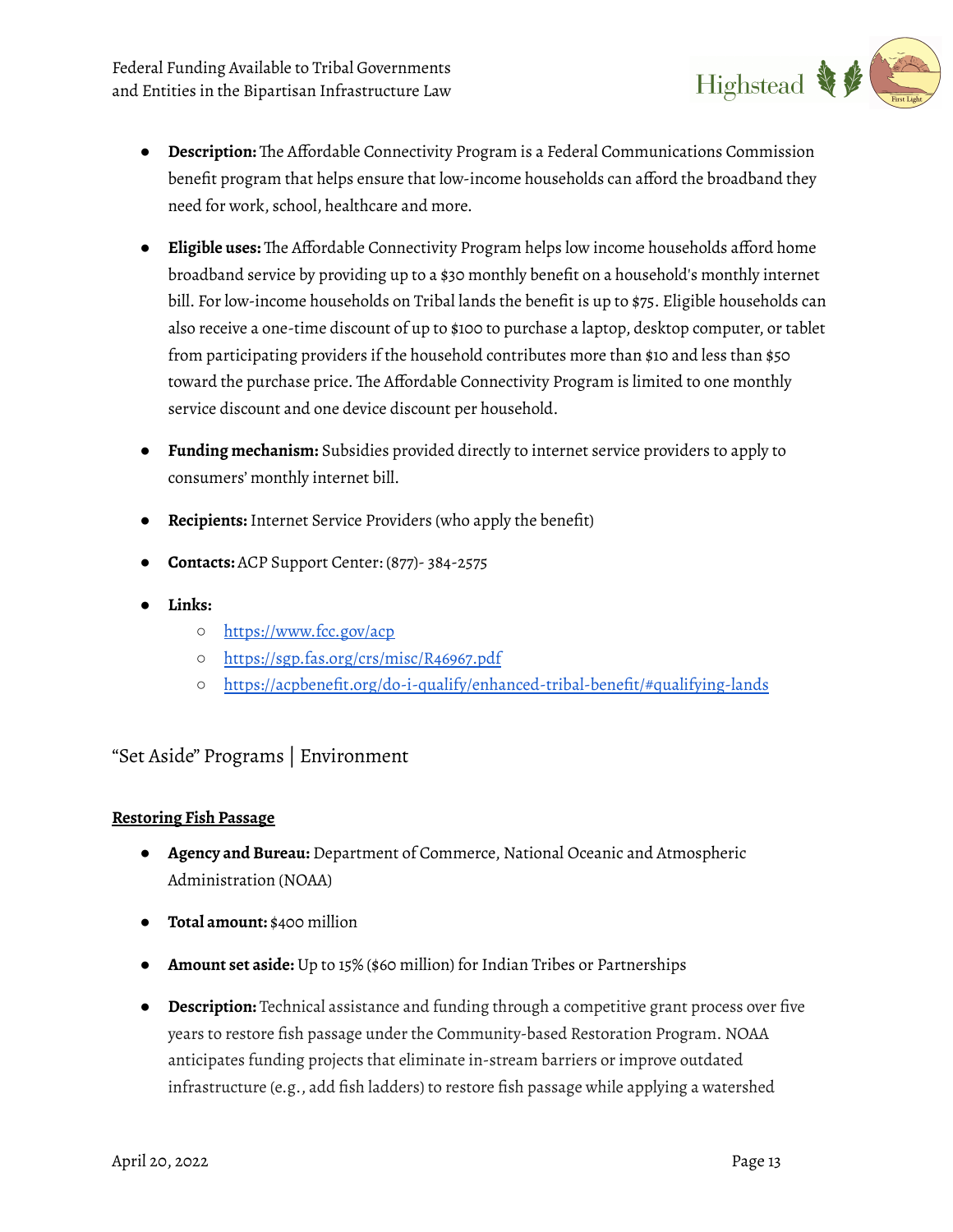- **Description:** The Affordable Connectivity Program is a Federal Communications Commission benefit program that helps ensure that low-income households can afford the broadband they need for work, school, healthcare and more.
- **Eligible uses:** The Affordable Connectivity Program helps low income households afford home broadband service by providing up to a $30 monthly benefit on a household's monthly internet bill. For low-income households on Tribal lands the benefit is up to $75. Eligible households can also receive a one-time discount of up to $100 to purchase a laptop, desktop computer, or tablet from participating providers if the household contributes more than $10 and less than $50 toward the purchase price. The Affordable Connectivity Program is limited to one monthly service discount and one device discount per household.
- **Funding mechanism:** Subsidies provided directly to internet service providers to apply to consumers' monthly internet bill.
- **Recipients:** Internet Service Providers (who apply the benefit)
- **Contacts:** ACP Support Center: (877)- 384-2575
- **Links:**
  - https://www.fcc.gov/acp
  - https://sgp.fas.org/crs/misc/R46967.pdf
  - https://acpbenefit.org/do-i-qualify/enhanced-tribal-benefit/#qualifying-lands

## "Set Aside" Programs | Environment

### Restoring Fish Passage

- **Agency and Bureau:** Department of Commerce, National Oceanic and Atmospheric Administration (NOAA)
- **Total amount:** $400 million
- **Amount set aside:** Up to 15% ($60 million) for Indian Tribes or Partnerships
- **Description:** Technical assistance and funding through a competitive grant process over five years to restore fish passage under the Community-based Restoration Program. NOAA anticipates funding projects that eliminate in-stream barriers or improve outdated infrastructure (e.g., add fish ladders) to restore fish passage while applying a watershed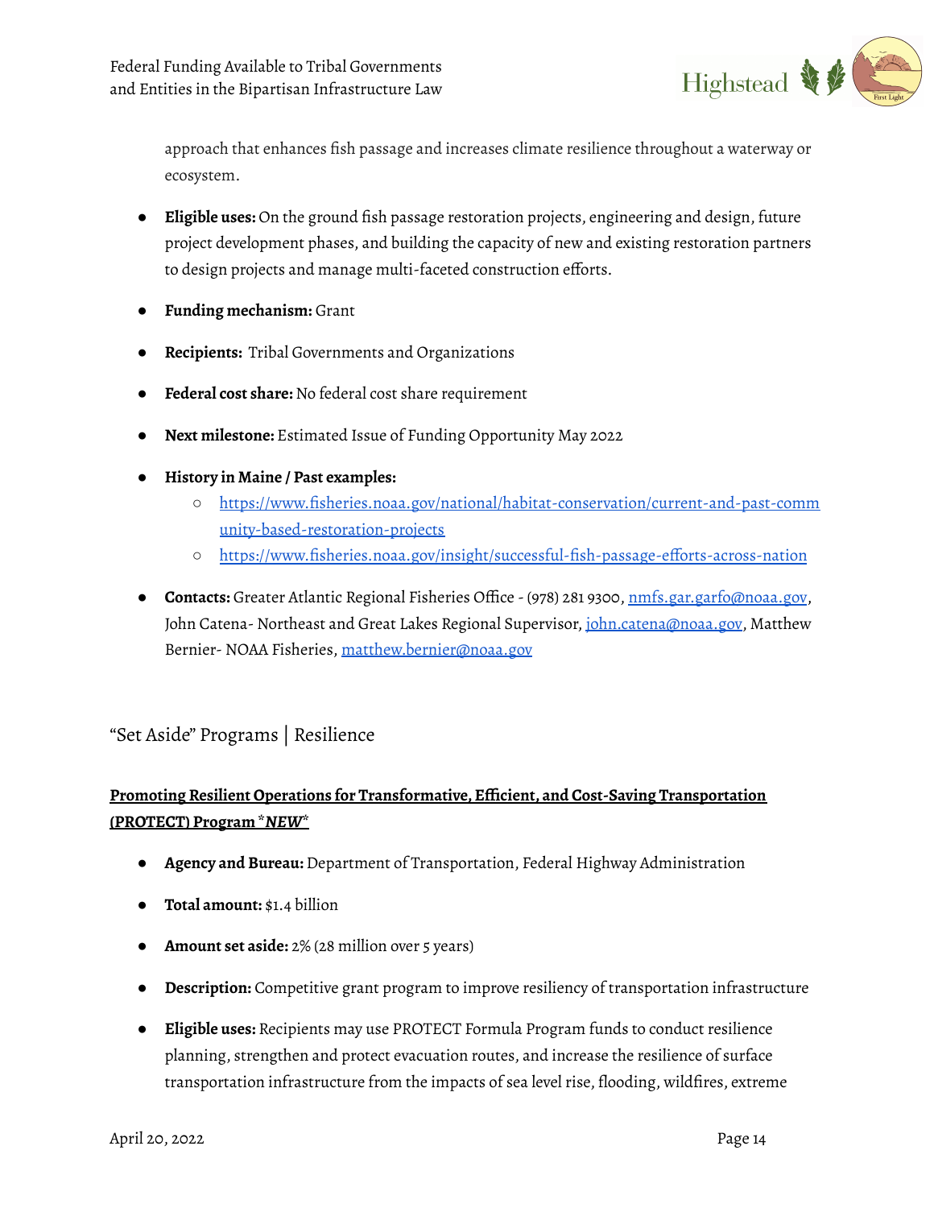approach that enhances fish passage and increases climate resilience throughout a waterway or ecosystem.

- **Eligible uses:** On the ground fish passage restoration projects, engineering and design, future project development phases, and building the capacity of new and existing restoration partners to design projects and manage multi-faceted construction efforts.
- **Funding mechanism:** Grant
- **Recipients:** Tribal Governments and Organizations
- **Federal cost share:** No federal cost share requirement
- **Next milestone:** Estimated Issue of Funding Opportunity May 2022
- **History in Maine / Past examples:**
    - https://www.fisheries.noaa.gov/national/habitat-conservation/current-and-past-community-based-restoration-projects
    - https://www.fisheries.noaa.gov/insight/successful-fish-passage-efforts-across-nation
- **Contacts:** Greater Atlantic Regional Fisheries Office - (978) 281 9300, nmfs.gar.garfo@noaa.gov, John Catena- Northeast and Great Lakes Regional Supervisor, john.catena@noaa.gov, Matthew Bernier- NOAA Fisheries, matthew.bernier@noaa.gov

## "Set Aside" Programs | Resilience

### **Promoting Resilient Operations for Transformative, Efficient, and Cost-Saving Transportation (PROTECT) Program *NEW***

- **Agency and Bureau:** Department of Transportation, Federal Highway Administration
- **Total amount:** $1.4 billion
- **Amount set aside:** 2% (28 million over 5 years)
- **Description:** Competitive grant program to improve resiliency of transportation infrastructure
- **Eligible uses:** Recipients may use PROTECT Formula Program funds to conduct resilience planning, strengthen and protect evacuation routes, and increase the resilience of surface transportation infrastructure from the impacts of sea level rise, flooding, wildfires, extreme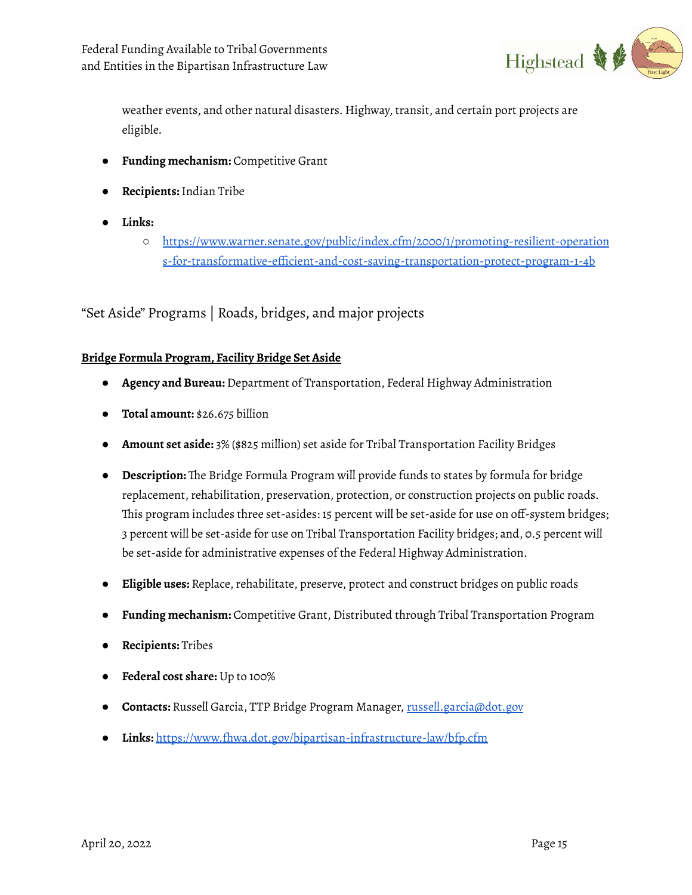weather events, and other natural disasters. Highway, transit, and certain port projects are eligible.

- **Funding mechanism:** Competitive Grant
- **Recipients:** Indian Tribe
- **Links:**
  - https://www.warner.senate.gov/public/index.cfm/2000/1/promoting-resilient-operations-for-transformative-efficient-and-cost-saving-transportation-protect-program-1-4b

## "Set Aside" Programs | Roads, bridges, and major projects

### Bridge Formula Program, Facility Bridge Set Aside

- **Agency and Bureau:** Department of Transportation, Federal Highway Administration
- **Total amount:** $26.675 billion
- **Amount set aside:** 3% ($825 million) set aside for Tribal Transportation Facility Bridges
- **Description:** The Bridge Formula Program will provide funds to states by formula for bridge replacement, rehabilitation, preservation, protection, or construction projects on public roads. This program includes three set-asides: 15 percent will be set-aside for use on off-system bridges; 3 percent will be set-aside for use on Tribal Transportation Facility bridges; and, 0.5 percent will be set-aside for administrative expenses of the Federal Highway Administration.
- **Eligible uses:** Replace, rehabilitate, preserve, protect and construct bridges on public roads
- **Funding mechanism:** Competitive Grant, Distributed through Tribal Transportation Program
- **Recipients:** Tribes
- **Federal cost share:** Up to 100%
- **Contacts:** Russell Garcia, TTP Bridge Program Manager, russell.garcia@dot.gov
- **Links:** https://www.fhwa.dot.gov/bipartisan-infrastructure-law/bfp.cfm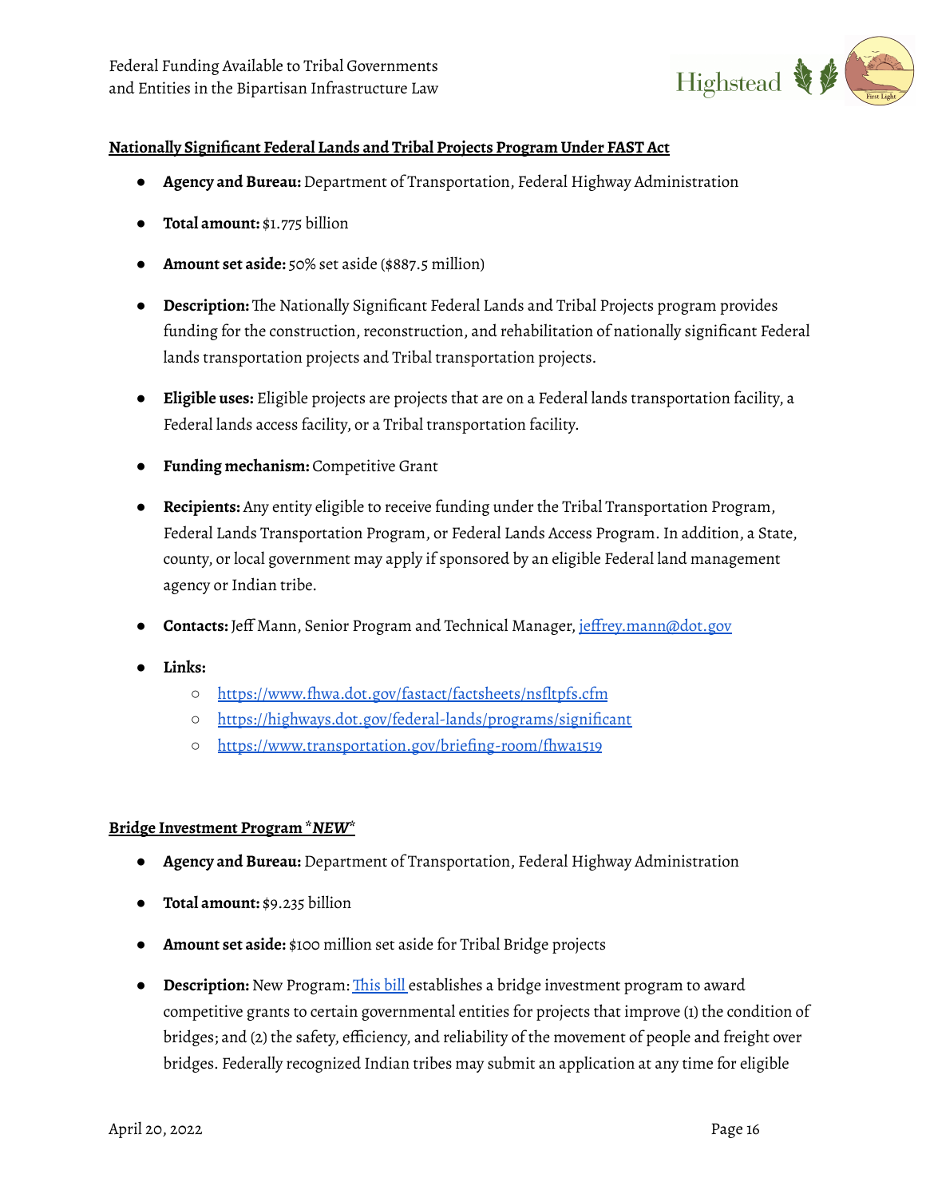**Nationally Significant Federal Lands and Tribal Projects Program Under FAST Act**

- **Agency and Bureau:** Department of Transportation, Federal Highway Administration
- **Total amount:** $1.775 billion
- **Amount set aside:** 50% set aside ($887.5 million)
- **Description:** The Nationally Significant Federal Lands and Tribal Projects program provides funding for the construction, reconstruction, and rehabilitation of nationally significant Federal lands transportation projects and Tribal transportation projects.
- **Eligible uses:** Eligible projects are projects that are on a Federal lands transportation facility, a Federal lands access facility, or a Tribal transportation facility.
- **Funding mechanism:** Competitive Grant
- **Recipients:** Any entity eligible to receive funding under the Tribal Transportation Program, Federal Lands Transportation Program, or Federal Lands Access Program. In addition, a State, county, or local government may apply if sponsored by an eligible Federal land management agency or Indian tribe.
- **Contacts:** Jeff Mann, Senior Program and Technical Manager, [jeffrey.mann@dot.gov](mailto:jeffrey.mann@dot.gov)
- **Links:**
  - [https://www.fhwa.dot.gov/fastact/factsheets/nsfltpfs.cfm](https://www.fhwa.dot.gov/fastact/factsheets/nsfltpfs.cfm)
  - [https://highways.dot.gov/federal-lands/programs/significant](https://highways.dot.gov/federal-lands/programs/significant)
  - [https://www.transportation.gov/briefing-room/fhwa1519](https://www.transportation.gov/briefing-room/fhwa1519)

**Bridge Investment Program *NEW***

- **Agency and Bureau:** Department of Transportation, Federal Highway Administration
- **Total amount:** $9.235 billion
- **Amount set aside:** $100 million set aside for Tribal Bridge projects
- **Description:** New Program: [This bill](#) establishes a bridge investment program to award competitive grants to certain governmental entities for projects that improve (1) the condition of bridges; and (2) the safety, efficiency, and reliability of the movement of people and freight over bridges. Federally recognized Indian tribes may submit an application at any time for eligible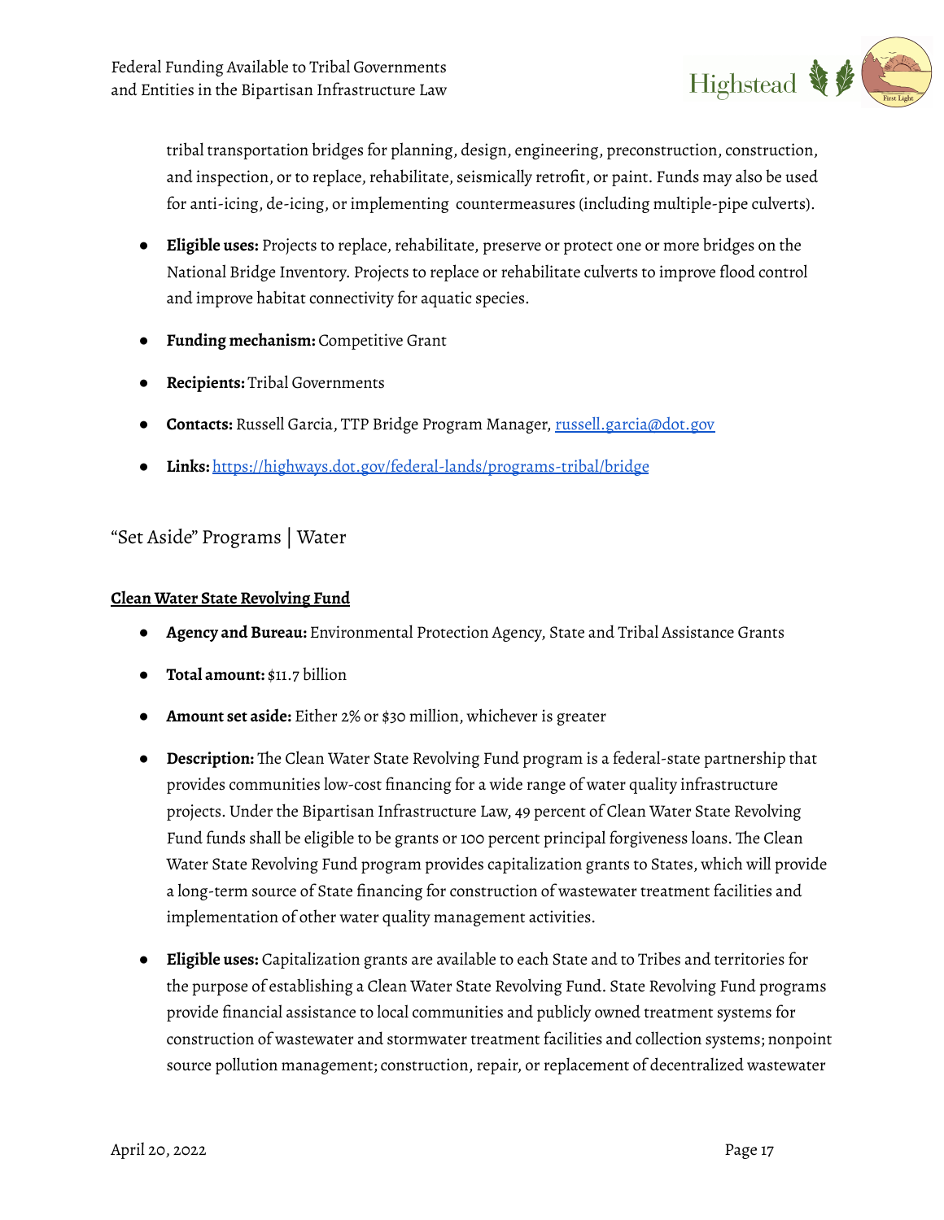tribal transportation bridges for planning, design, engineering, preconstruction, construction, and inspection, or to replace, rehabilitate, seismically retrofit, or paint. Funds may also be used for anti-icing, de-icing, or implementing countermeasures (including multiple-pipe culverts).

- **Eligible uses:** Projects to replace, rehabilitate, preserve or protect one or more bridges on the National Bridge Inventory. Projects to replace or rehabilitate culverts to improve flood control and improve habitat connectivity for aquatic species.
- **Funding mechanism:** Competitive Grant
- **Recipients:** Tribal Governments
- **Contacts:** Russell Garcia, TTP Bridge Program Manager, [russell.garcia@dot.gov](mailto:russell.garcia@dot.gov)
- **Links:** [https://highways.dot.gov/federal-lands/programs-tribal/bridge](https://highways.dot.gov/federal-lands/programs-tribal/bridge)

## "Set Aside" Programs | Water

### Clean Water State Revolving Fund

- **Agency and Bureau:** Environmental Protection Agency, State and Tribal Assistance Grants
- **Total amount:** $11.7 billion
- **Amount set aside:** Either 2% or $30 million, whichever is greater
- **Description:** The Clean Water State Revolving Fund program is a federal-state partnership that provides communities low-cost financing for a wide range of water quality infrastructure projects. Under the Bipartisan Infrastructure Law, 49 percent of Clean Water State Revolving Fund funds shall be eligible to be grants or 100 percent principal forgiveness loans. The Clean Water State Revolving Fund program provides capitalization grants to States, which will provide a long-term source of State financing for construction of wastewater treatment facilities and implementation of other water quality management activities.
- **Eligible uses:** Capitalization grants are available to each State and to Tribes and territories for the purpose of establishing a Clean Water State Revolving Fund. State Revolving Fund programs provide financial assistance to local communities and publicly owned treatment systems for construction of wastewater and stormwater treatment facilities and collection systems; nonpoint source pollution management; construction, repair, or replacement of decentralized wastewater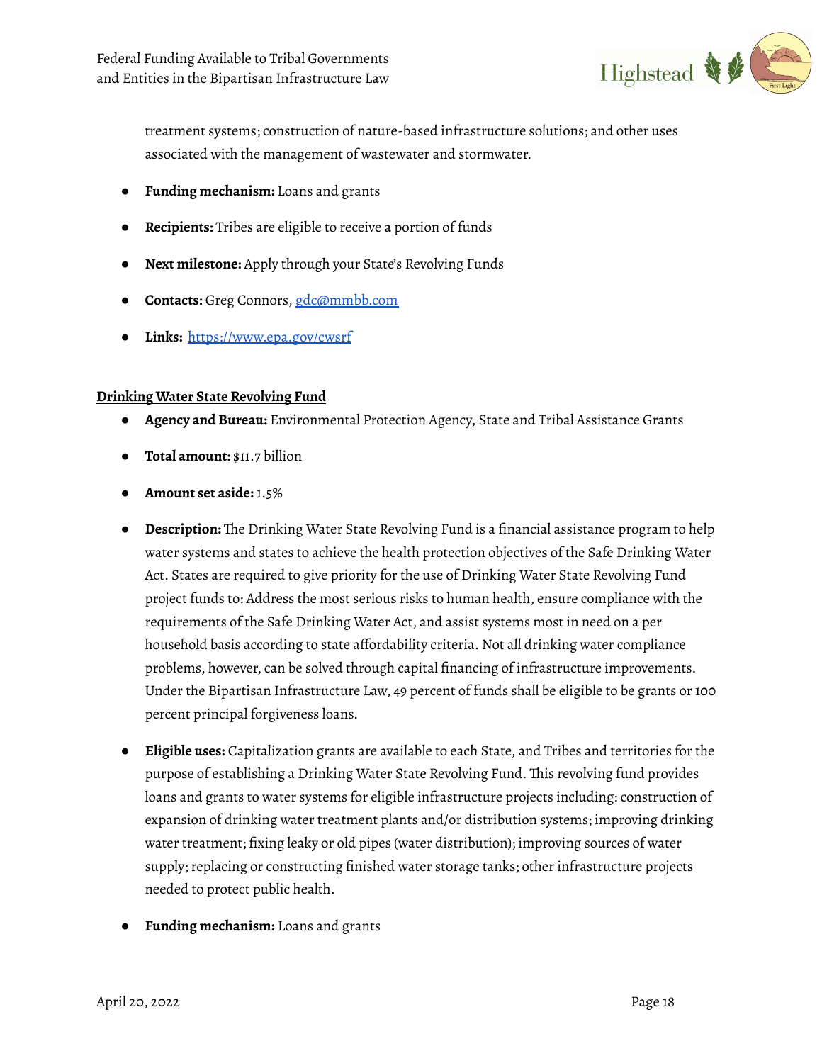treatment systems; construction of nature-based infrastructure solutions; and other uses associated with the management of wastewater and stormwater.

- **Funding mechanism:** Loans and grants
- **Recipients:** Tribes are eligible to receive a portion of funds
- **Next milestone:** Apply through your State's Revolving Funds
- **Contacts:** Greg Connors, gdc@mmbb.com
- **Links:** https://www.epa.gov/cwsrf

**Drinking Water State Revolving Fund**

- **Agency and Bureau:** Environmental Protection Agency, State and Tribal Assistance Grants
- **Total amount:** $11.7 billion
- **Amount set aside:** 1.5%
- **Description:** The Drinking Water State Revolving Fund is a financial assistance program to help water systems and states to achieve the health protection objectives of the Safe Drinking Water Act. States are required to give priority for the use of Drinking Water State Revolving Fund project funds to: Address the most serious risks to human health, ensure compliance with the requirements of the Safe Drinking Water Act, and assist systems most in need on a per household basis according to state affordability criteria. Not all drinking water compliance problems, however, can be solved through capital financing of infrastructure improvements. Under the Bipartisan Infrastructure Law, 49 percent of funds shall be eligible to be grants or 100 percent principal forgiveness loans.
- **Eligible uses:** Capitalization grants are available to each State, and Tribes and territories for the purpose of establishing a Drinking Water State Revolving Fund. This revolving fund provides loans and grants to water systems for eligible infrastructure projects including: construction of expansion of drinking water treatment plants and/or distribution systems; improving drinking water treatment; fixing leaky or old pipes (water distribution); improving sources of water supply; replacing or constructing finished water storage tanks; other infrastructure projects needed to protect public health.
- **Funding mechanism:** Loans and grants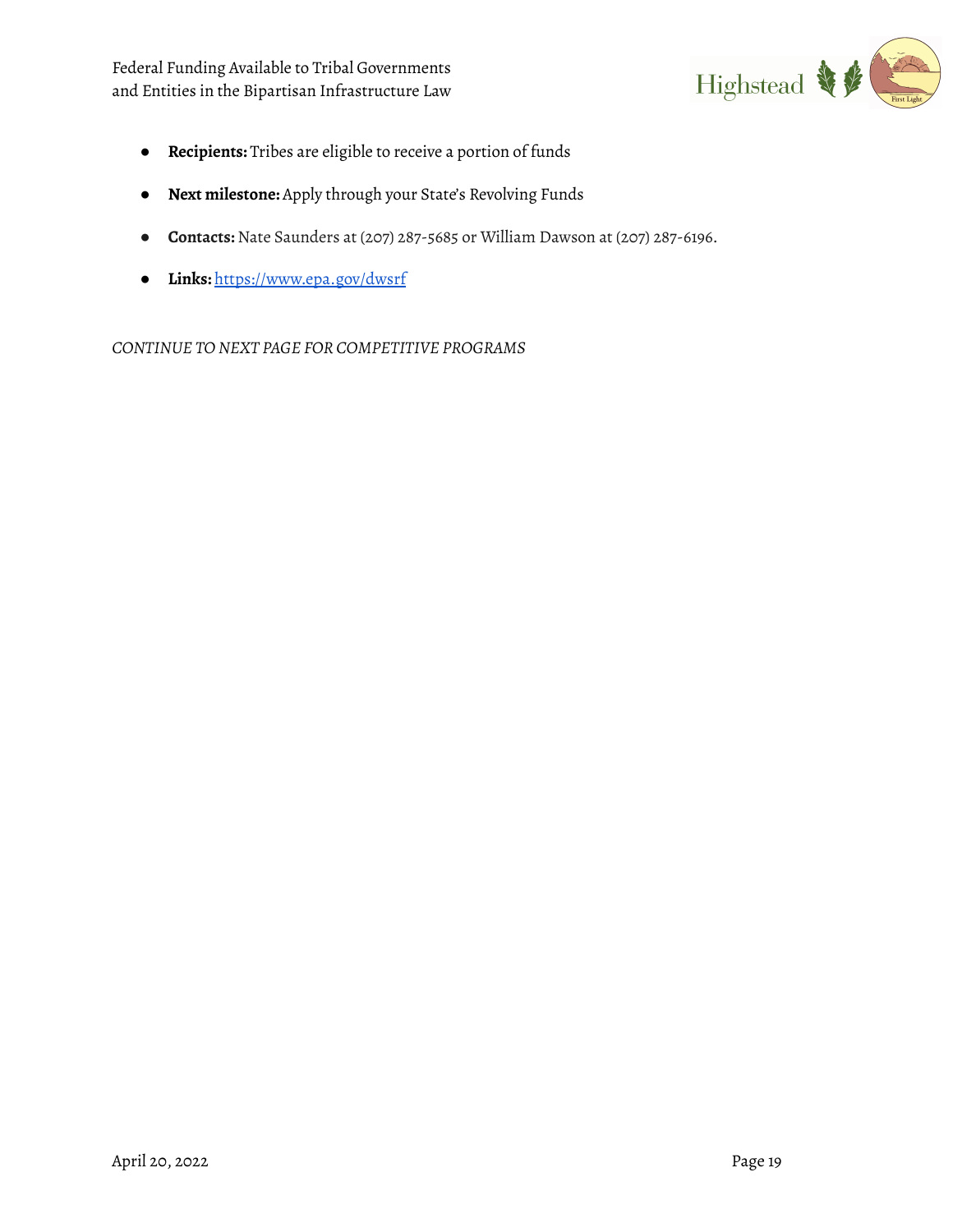- **Recipients:** Tribes are eligible to receive a portion of funds
- **Next milestone:** Apply through your State's Revolving Funds
- **Contacts:** Nate Saunders at (207) 287-5685 or William Dawson at (207) 287-6196.
- **Links:** https://www.epa.gov/dwsrf

*CONTINUE TO NEXT PAGE FOR COMPETITIVE PROGRAMS*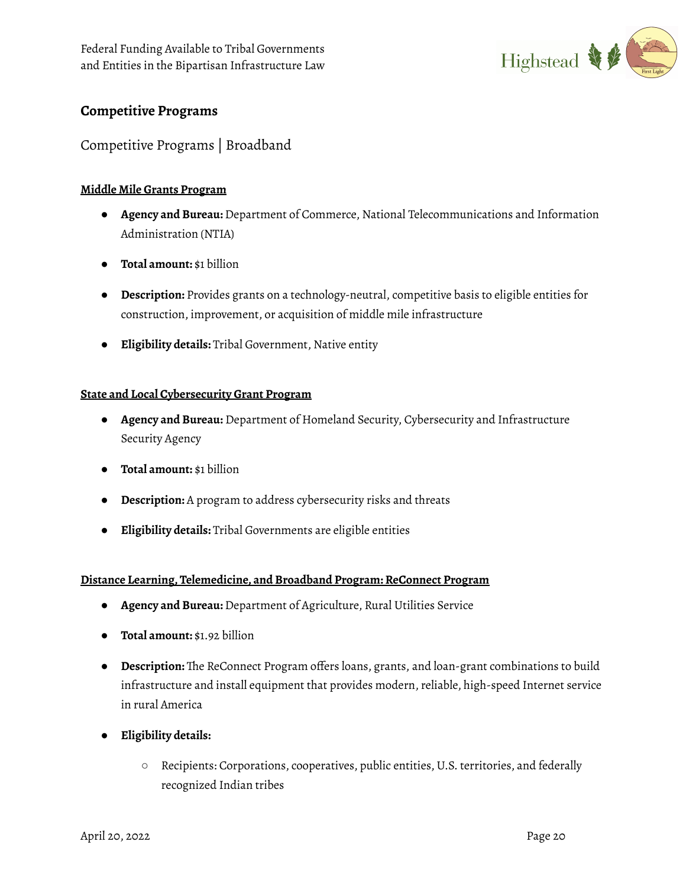## Competitive Programs

### Competitive Programs | Broadband

**<u>Middle Mile Grants Program</u>**

- **Agency and Bureau:** Department of Commerce, National Telecommunications and Information Administration (NTIA)
- **Total amount:** $1 billion
- **Description:** Provides grants on a technology-neutral, competitive basis to eligible entities for construction, improvement, or acquisition of middle mile infrastructure
- **Eligibility details:** Tribal Government, Native entity

**<u>State and Local Cybersecurity Grant Program</u>**

- **Agency and Bureau:** Department of Homeland Security, Cybersecurity and Infrastructure Security Agency
- **Total amount:** $1 billion
- **Description:** A program to address cybersecurity risks and threats
- **Eligibility details:** Tribal Governments are eligible entities

**<u>Distance Learning, Telemedicine, and Broadband Program: ReConnect Program</u>**

- **Agency and Bureau:** Department of Agriculture, Rural Utilities Service
- **Total amount:** $1.92 billion
- **Description:** The ReConnect Program offers loans, grants, and loan-grant combinations to build infrastructure and install equipment that provides modern, reliable, high-speed Internet service in rural America
- **Eligibility details:**
    - Recipients: Corporations, cooperatives, public entities, U.S. territories, and federally recognized Indian tribes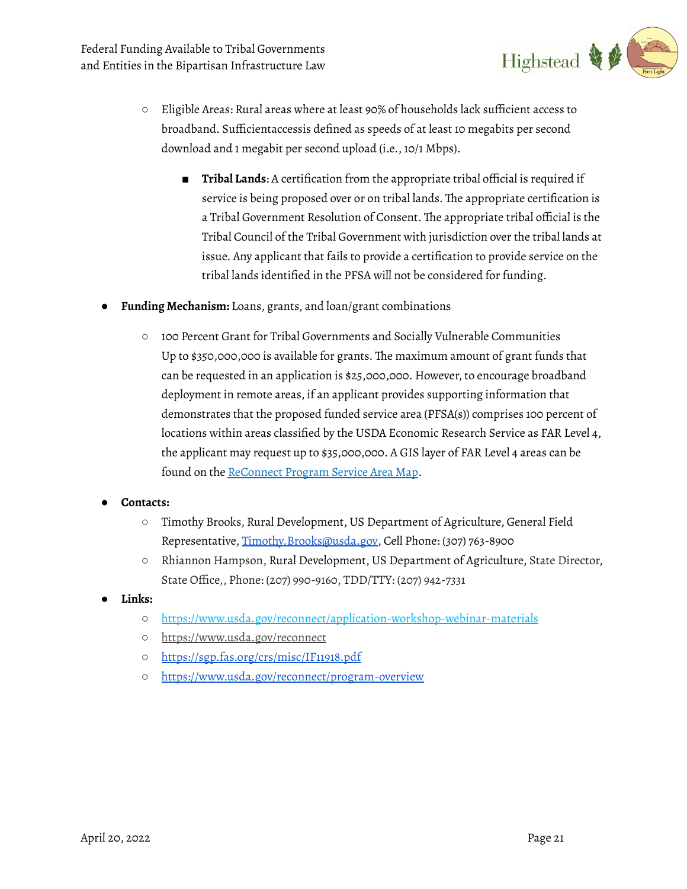- Eligible Areas: Rural areas where at least 90% of households lack sufficient access to broadband. Sufficientaccessis defined as speeds of at least 10 megabits per second download and 1 megabit per second upload (i.e., 10/1 Mbps).
        - **Tribal Lands**: A certification from the appropriate tribal official is required if service is being proposed over or on tribal lands. The appropriate certification is a Tribal Government Resolution of Consent. The appropriate tribal official is the Tribal Council of the Tribal Government with jurisdiction over the tribal lands at issue. Any applicant that fails to provide a certification to provide service on the tribal lands identified in the PFSA will not be considered for funding.

- **Funding Mechanism:** Loans, grants, and loan/grant combinations
    - 100 Percent Grant for Tribal Governments and Socially Vulnerable Communities
      Up to $350,000,000 is available for grants. The maximum amount of grant funds that can be requested in an application is $25,000,000. However, to encourage broadband deployment in remote areas, if an applicant provides supporting information that demonstrates that the proposed funded service area (PFSA(s)) comprises 100 percent of locations within areas classified by the USDA Economic Research Service as FAR Level 4, the applicant may request up to $35,000,000. A GIS layer of FAR Level 4 areas can be found on the ReConnect Program Service Area Map.
- **Contacts:**
    - Timothy Brooks, Rural Development, US Department of Agriculture, General Field Representative, Timothy.Brooks@usda.gov, Cell Phone: (307) 763-8900
    - Rhiannon Hampson, Rural Development, US Department of Agriculture, State Director, State Office,, Phone: (207) 990-9160, TDD/TTY: (207) 942-7331
- **Links:**
    - https://www.usda.gov/reconnect/application-workshop-webinar-materials
    - https://www.usda.gov/reconnect
    - https://sgp.fas.org/crs/misc/IF11918.pdf
    - https://www.usda.gov/reconnect/program-overview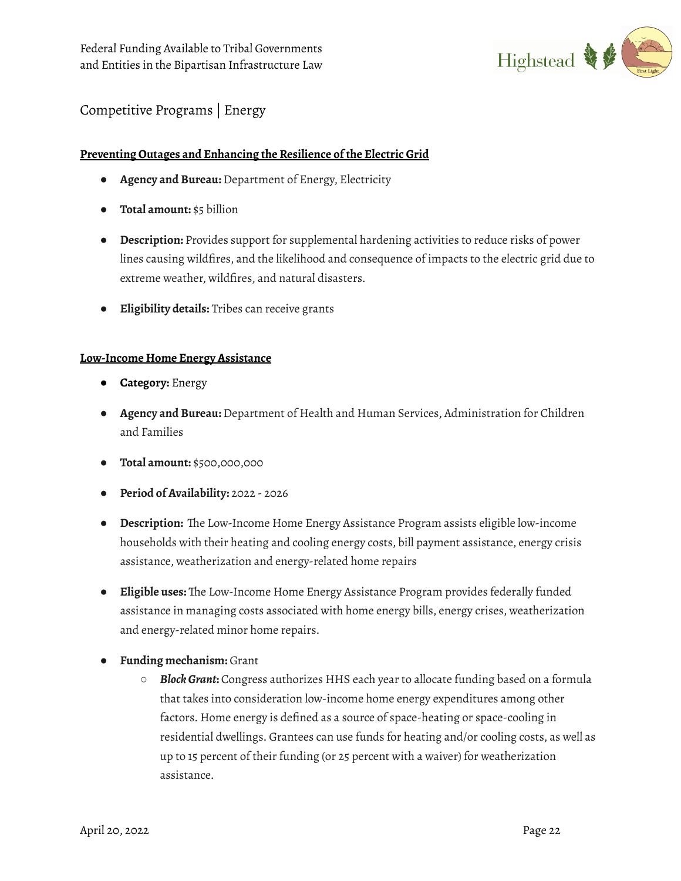## Competitive Programs | Energy

### Preventing Outages and Enhancing the Resilience of the Electric Grid

- **Agency and Bureau:** Department of Energy, Electricity
- **Total amount:** $5 billion
- **Description:** Provides support for supplemental hardening activities to reduce risks of power lines causing wildfires, and the likelihood and consequence of impacts to the electric grid due to extreme weather, wildfires, and natural disasters.
- **Eligibility details:** Tribes can receive grants

### Low-Income Home Energy Assistance

- **Category:** Energy
- **Agency and Bureau:** Department of Health and Human Services, Administration for Children and Families
- **Total amount:** $500,000,000
- **Period of Availability:** 2022 - 2026
- **Description:** The Low-Income Home Energy Assistance Program assists eligible low-income households with their heating and cooling energy costs, bill payment assistance, energy crisis assistance, weatherization and energy-related home repairs
- **Eligible uses:** The Low-Income Home Energy Assistance Program provides federally funded assistance in managing costs associated with home energy bills, energy crises, weatherization and energy-related minor home repairs.
- **Funding mechanism:** Grant
  - ***Block Grant:*** Congress authorizes HHS each year to allocate funding based on a formula that takes into consideration low-income home energy expenditures among other factors. Home energy is defined as a source of space-heating or space-cooling in residential dwellings. Grantees can use funds for heating and/or cooling costs, as well as up to 15 percent of their funding (or 25 percent with a waiver) for weatherization assistance.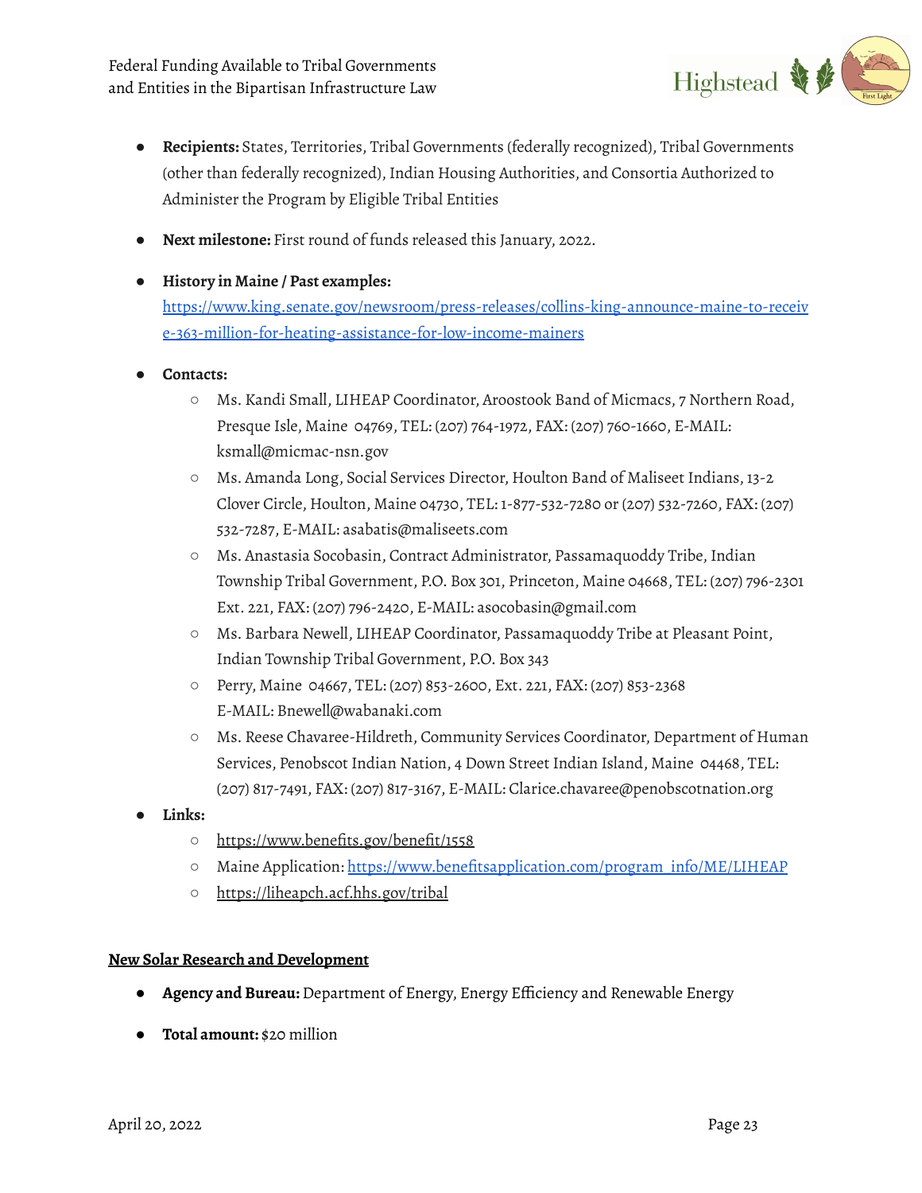- **Recipients:** States, Territories, Tribal Governments (federally recognized), Tribal Governments (other than federally recognized), Indian Housing Authorities, and Consortia Authorized to Administer the Program by Eligible Tribal Entities

- **Next milestone:** First round of funds released this January, 2022.

- **History in Maine / Past examples:** https://www.king.senate.gov/newsroom/press-releases/collins-king-announce-maine-to-receive-363-million-for-heating-assistance-for-low-income-mainers

- **Contacts:**
  - Ms. Kandi Small, LIHEAP Coordinator, Aroostook Band of Micmacs, 7 Northern Road, Presque Isle, Maine 04769, TEL: (207) 764-1972, FAX: (207) 760-1660, E-MAIL: ksmall@micmac-nsn.gov
  - Ms. Amanda Long, Social Services Director, Houlton Band of Maliseet Indians, 13-2 Clover Circle, Houlton, Maine 04730, TEL: 1-877-532-7280 or (207) 532-7260, FAX: (207) 532-7287, E-MAIL: asabatis@maliseets.com
  - Ms. Anastasia Socobasin, Contract Administrator, Passamaquoddy Tribe, Indian Township Tribal Government, P.O. Box 301, Princeton, Maine 04668, TEL: (207) 796-2301 Ext. 221, FAX: (207) 796-2420, E-MAIL: asocobasin@gmail.com
  - Ms. Barbara Newell, LIHEAP Coordinator, Passamaquoddy Tribe at Pleasant Point, Indian Township Tribal Government, P.O. Box 343
  - Perry, Maine 04667, TEL: (207) 853-2600, Ext. 221, FAX: (207) 853-2368 E-MAIL: Bnewell@wabanaki.com
  - Ms. Reese Chavaree-Hildreth, Community Services Coordinator, Department of Human Services, Penobscot Indian Nation, 4 Down Street Indian Island, Maine 04468, TEL: (207) 817-7491, FAX: (207) 817-3167, E-MAIL: Clarice.chavaree@penobscotnation.org

- **Links:**
  - https://www.benefits.gov/benefit/1558
  - Maine Application: https://www.benefitsapplication.com/program_info/ME/LIHEAP
  - https://liheapch.acf.hhs.gov/tribal

## New Solar Research and Development

- **Agency and Bureau:** Department of Energy, Energy Efficiency and Renewable Energy

- **Total amount:** $20 million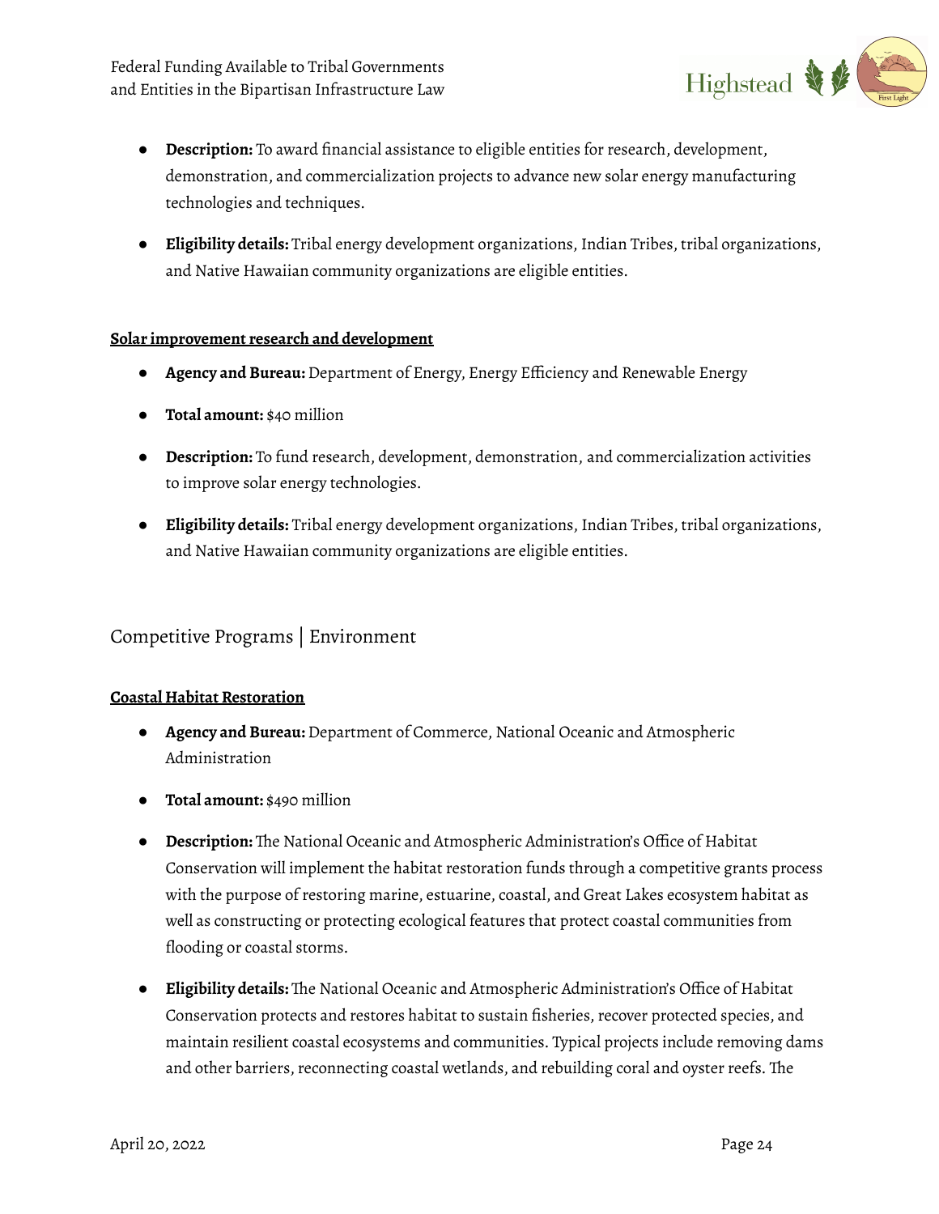- **Description:** To award financial assistance to eligible entities for research, development, demonstration, and commercialization projects to advance new solar energy manufacturing technologies and techniques.
- **Eligibility details:** Tribal energy development organizations, Indian Tribes, tribal organizations, and Native Hawaiian community organizations are eligible entities.

**Solar improvement research and development**

- **Agency and Bureau:** Department of Energy, Energy Efficiency and Renewable Energy
- **Total amount:** $40 million
- **Description:** To fund research, development, demonstration, and commercialization activities to improve solar energy technologies.
- **Eligibility details:** Tribal energy development organizations, Indian Tribes, tribal organizations, and Native Hawaiian community organizations are eligible entities.

## Competitive Programs | Environment

**Coastal Habitat Restoration**

- **Agency and Bureau:** Department of Commerce, National Oceanic and Atmospheric Administration
- **Total amount:** $490 million
- **Description:** The National Oceanic and Atmospheric Administration's Office of Habitat Conservation will implement the habitat restoration funds through a competitive grants process with the purpose of restoring marine, estuarine, coastal, and Great Lakes ecosystem habitat as well as constructing or protecting ecological features that protect coastal communities from flooding or coastal storms.
- **Eligibility details:** The National Oceanic and Atmospheric Administration's Office of Habitat Conservation protects and restores habitat to sustain fisheries, recover protected species, and maintain resilient coastal ecosystems and communities. Typical projects include removing dams and other barriers, reconnecting coastal wetlands, and rebuilding coral and oyster reefs. The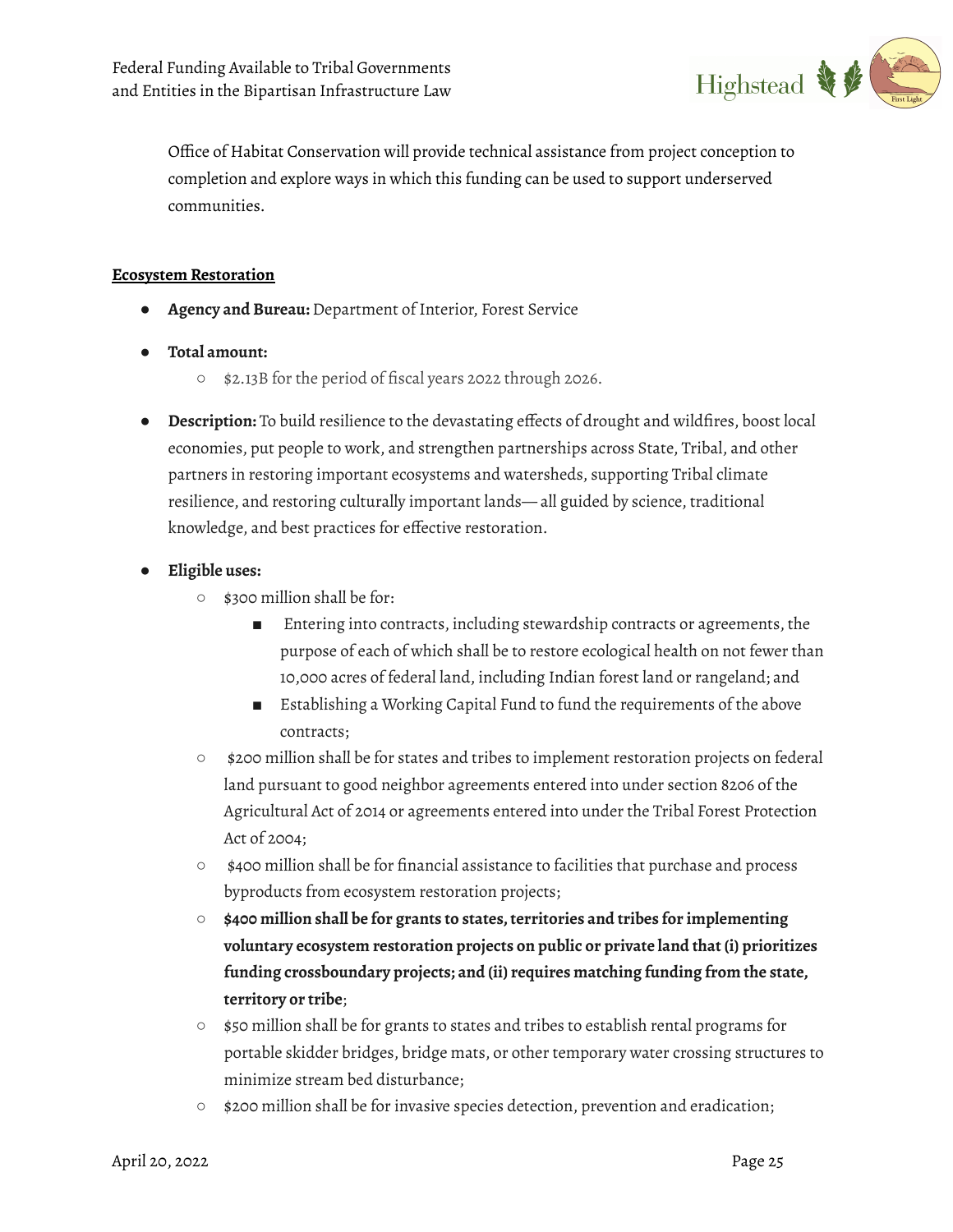Office of Habitat Conservation will provide technical assistance from project conception to completion and explore ways in which this funding can be used to support underserved communities.

**Ecosystem Restoration**

- **Agency and Bureau:** Department of Interior, Forest Service
- **Total amount:**
  - $2.13B for the period of fiscal years 2022 through 2026.
- **Description:** To build resilience to the devastating effects of drought and wildfires, boost local economies, put people to work, and strengthen partnerships across State, Tribal, and other partners in restoring important ecosystems and watersheds, supporting Tribal climate resilience, and restoring culturally important lands— all guided by science, traditional knowledge, and best practices for effective restoration.
- **Eligible uses:**
  - $300 million shall be for:
    - Entering into contracts, including stewardship contracts or agreements, the purpose of each of which shall be to restore ecological health on not fewer than 10,000 acres of federal land, including Indian forest land or rangeland; and
    - Establishing a Working Capital Fund to fund the requirements of the above contracts;
  - $200 million shall be for states and tribes to implement restoration projects on federal land pursuant to good neighbor agreements entered into under section 8206 of the Agricultural Act of 2014 or agreements entered into under the Tribal Forest Protection Act of 2004;
  - $400 million shall be for financial assistance to facilities that purchase and process byproducts from ecosystem restoration projects;
  - **$400 million shall be for grants to states, territories and tribes for implementing voluntary ecosystem restoration projects on public or private land that (i) prioritizes funding crossboundary projects; and (ii) requires matching funding from the state, territory or tribe**;
  - $50 million shall be for grants to states and tribes to establish rental programs for portable skidder bridges, bridge mats, or other temporary water crossing structures to minimize stream bed disturbance;
  - $200 million shall be for invasive species detection, prevention and eradication;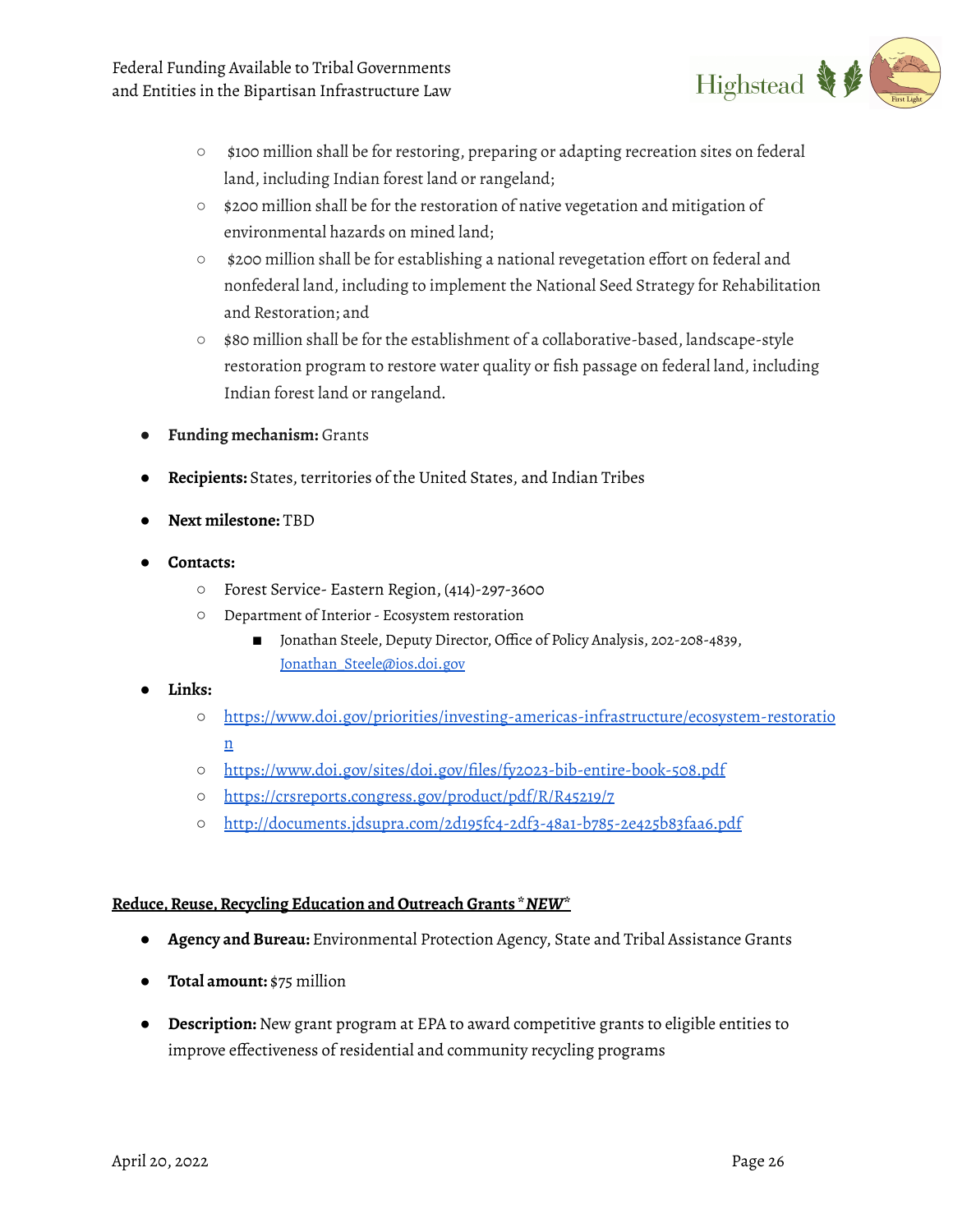- $100 million shall be for restoring, preparing or adapting recreation sites on federal land, including Indian forest land or rangeland;
  - $200 million shall be for the restoration of native vegetation and mitigation of environmental hazards on mined land;
  - $200 million shall be for establishing a national revegetation effort on federal and nonfederal land, including to implement the National Seed Strategy for Rehabilitation and Restoration; and
  - $80 million shall be for the establishment of a collaborative-based, landscape-style restoration program to restore water quality or fish passage on federal land, including Indian forest land or rangeland.

- **Funding mechanism:** Grants
- **Recipients:** States, territories of the United States, and Indian Tribes
- **Next milestone:** TBD
- **Contacts:**
  - Forest Service- Eastern Region, (414)-297-3600
  - Department of Interior - Ecosystem restoration
    - Jonathan Steele, Deputy Director, Office of Policy Analysis, 202-208-4839, Jonathan_Steele@ios.doi.gov
- **Links:**
  - https://www.doi.gov/priorities/investing-americas-infrastructure/ecosystem-restoration
  - https://www.doi.gov/sites/doi.gov/files/fy2023-bib-entire-book-508.pdf
  - https://crsreports.congress.gov/product/pdf/R/R45219/7
  - http://documents.jdsupra.com/2d195fc4-2df3-48a1-b785-2e425b83faa6.pdf

**Reduce, Reuse, Recycling Education and Outreach Grants *NEW***

- **Agency and Bureau:** Environmental Protection Agency, State and Tribal Assistance Grants
- **Total amount:** $75 million
- **Description:** New grant program at EPA to award competitive grants to eligible entities to improve effectiveness of residential and community recycling programs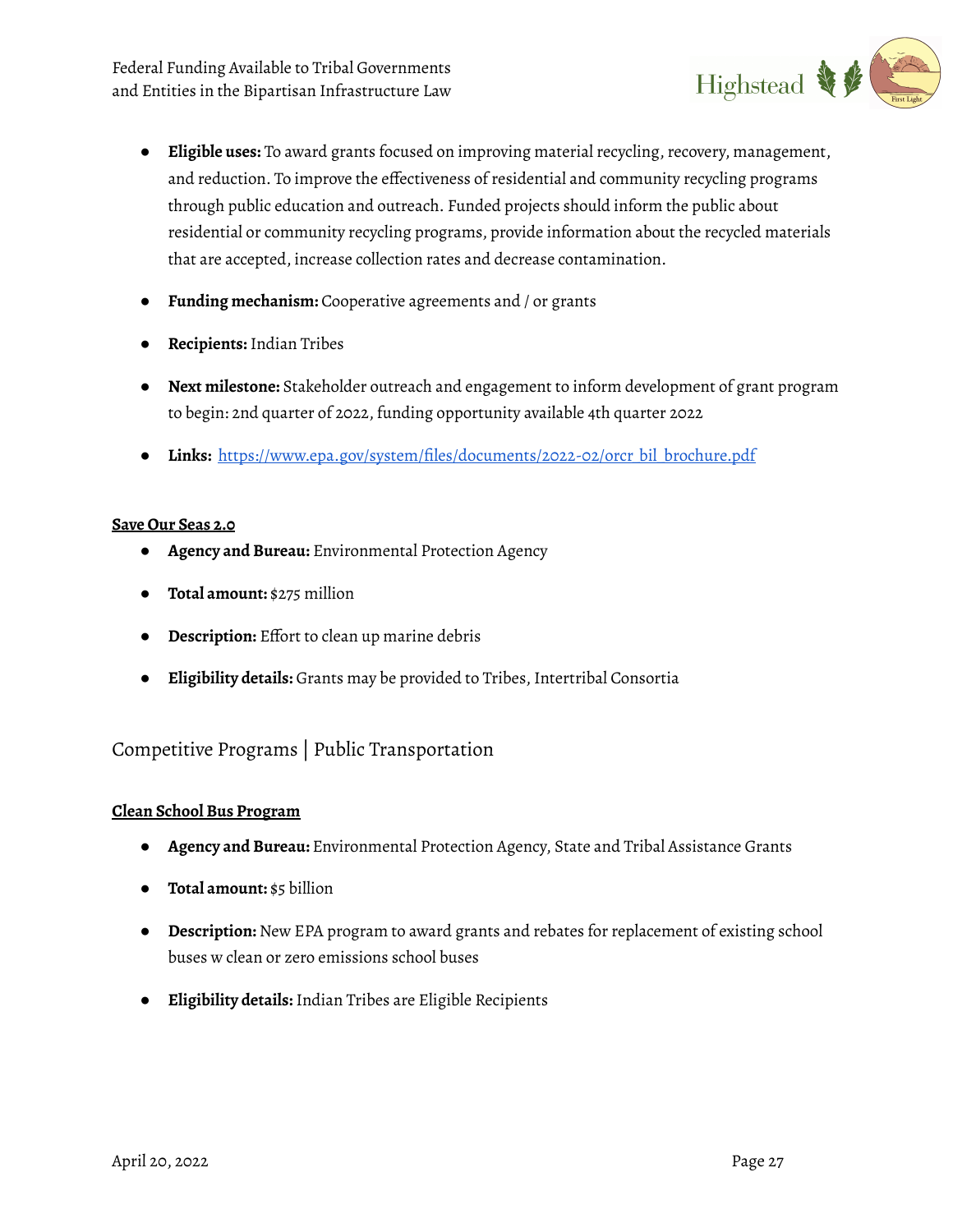- **Eligible uses:** To award grants focused on improving material recycling, recovery, management, and reduction. To improve the effectiveness of residential and community recycling programs through public education and outreach. Funded projects should inform the public about residential or community recycling programs, provide information about the recycled materials that are accepted, increase collection rates and decrease contamination.
- **Funding mechanism:** Cooperative agreements and / or grants
- **Recipients:** Indian Tribes
- **Next milestone:** Stakeholder outreach and engagement to inform development of grant program to begin: 2nd quarter of 2022, funding opportunity available 4th quarter 2022
- **Links:** [https://www.epa.gov/system/files/documents/2022-02/orcr_bil_brochure.pdf](https://www.epa.gov/system/files/documents/2022-02/orcr_bil_brochure.pdf)

**Save Our Seas 2.0**

- **Agency and Bureau:** Environmental Protection Agency
- **Total amount:** $275 million
- **Description:** Effort to clean up marine debris
- **Eligibility details:** Grants may be provided to Tribes, Intertribal Consortia

## Competitive Programs | Public Transportation

**Clean School Bus Program**

- **Agency and Bureau:** Environmental Protection Agency, State and Tribal Assistance Grants
- **Total amount:** $5 billion
- **Description:** New EPA program to award grants and rebates for replacement of existing school buses w clean or zero emissions school buses
- **Eligibility details:** Indian Tribes are Eligible Recipients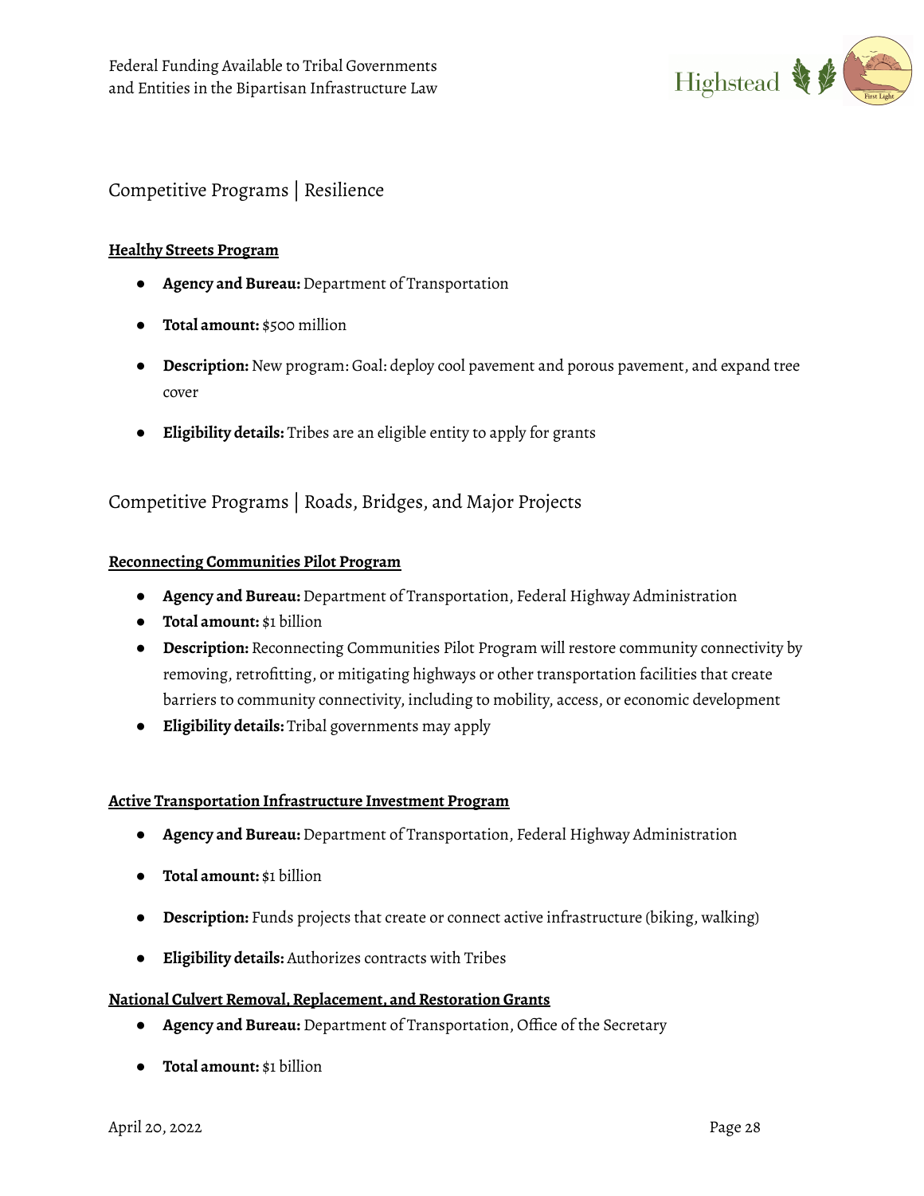## Competitive Programs | Resilience

**Healthy Streets Program**

- **Agency and Bureau:** Department of Transportation
- **Total amount:** $500 million
- **Description:** New program: Goal: deploy cool pavement and porous pavement, and expand tree cover
- **Eligibility details:** Tribes are an eligible entity to apply for grants

## Competitive Programs | Roads, Bridges, and Major Projects

**Reconnecting Communities Pilot Program**

- **Agency and Bureau:** Department of Transportation, Federal Highway Administration
- **Total amount:** $1 billion
- **Description:** Reconnecting Communities Pilot Program will restore community connectivity by removing, retrofitting, or mitigating highways or other transportation facilities that create barriers to community connectivity, including to mobility, access, or economic development
- **Eligibility details:** Tribal governments may apply

**Active Transportation Infrastructure Investment Program**

- **Agency and Bureau:** Department of Transportation, Federal Highway Administration
- **Total amount:** $1 billion
- **Description:** Funds projects that create or connect active infrastructure (biking, walking)
- **Eligibility details:** Authorizes contracts with Tribes

**National Culvert Removal, Replacement, and Restoration Grants**

- **Agency and Bureau:** Department of Transportation, Office of the Secretary
- **Total amount:** $1 billion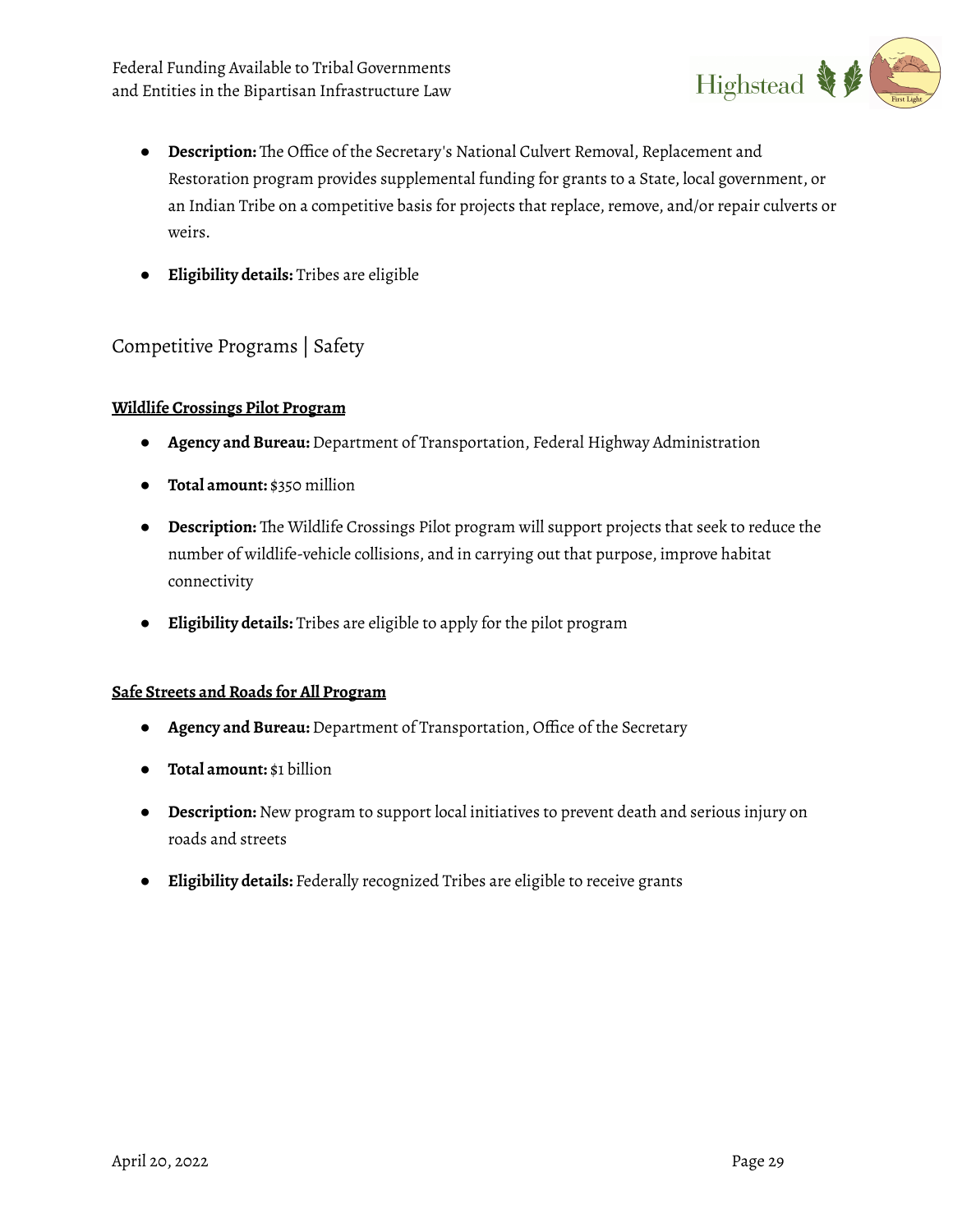- **Description:** The Office of the Secretary's National Culvert Removal, Replacement and Restoration program provides supplemental funding for grants to a State, local government, or an Indian Tribe on a competitive basis for projects that replace, remove, and/or repair culverts or weirs.
- **Eligibility details:** Tribes are eligible

## Competitive Programs | Safety

### Wildlife Crossings Pilot Program

- **Agency and Bureau:** Department of Transportation, Federal Highway Administration
- **Total amount:** $350 million
- **Description:** The Wildlife Crossings Pilot program will support projects that seek to reduce the number of wildlife-vehicle collisions, and in carrying out that purpose, improve habitat connectivity
- **Eligibility details:** Tribes are eligible to apply for the pilot program

### Safe Streets and Roads for All Program

- **Agency and Bureau:** Department of Transportation, Office of the Secretary
- **Total amount:** $1 billion
- **Description:** New program to support local initiatives to prevent death and serious injury on roads and streets
- **Eligibility details:** Federally recognized Tribes are eligible to receive grants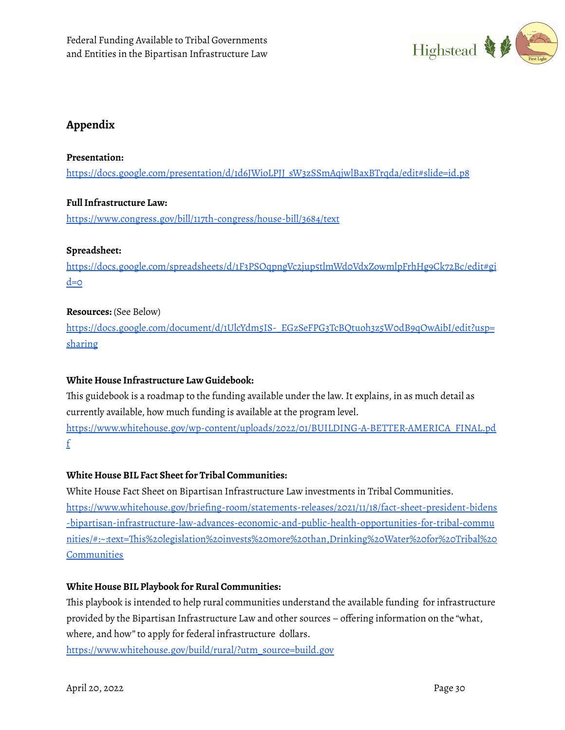## Appendix

**Presentation:**

https://docs.google.com/presentation/d/1d6JWioLPJJ_sW3zSSmAqjwlBaxBTrqda/edit#slide=id.p8

**Full Infrastructure Law:**

https://www.congress.gov/bill/117th-congress/house-bill/3684/text

**Spreadsheet:**

https://docs.google.com/spreadsheets/d/1F3PSOqpngVc2jup5tlmWd0VdxZowmlpFrhHg9Ck72Bc/edit#gid=0

**Resources:** (See Below)

https://docs.google.com/document/d/1UlcYdm5IS-_EGzSeFPG3TcBQtu0h3z5W0dB9qOwAibI/edit?usp=sharing

**White House Infrastructure Law Guidebook:**

This guidebook is a roadmap to the funding available under the law. It explains, in as much detail as currently available, how much funding is available at the program level.

https://www.whitehouse.gov/wp-content/uploads/2022/01/BUILDING-A-BETTER-AMERICA_FINAL.pdf

**White House BIL Fact Sheet for Tribal Communities:**

White House Fact Sheet on Bipartisan Infrastructure Law investments in Tribal Communities.

https://www.whitehouse.gov/briefing-room/statements-releases/2021/11/18/fact-sheet-president-bidens-bipartisan-infrastructure-law-advances-economic-and-public-health-opportunities-for-tribal-communities/#:~:text=This%20legislation%20invests%20more%20than,Drinking%20Water%20for%20Tribal%20Communities

**White House BIL Playbook for Rural Communities:**

This playbook is intended to help rural communities understand the available funding for infrastructure provided by the Bipartisan Infrastructure Law and other sources – offering information on the "what, where, and how" to apply for federal infrastructure dollars.

https://www.whitehouse.gov/build/rural/?utm_source=build.gov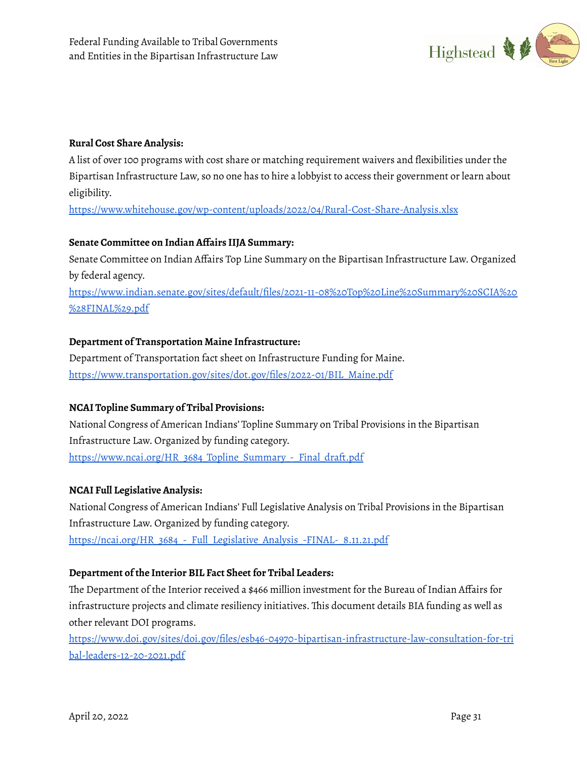**Rural Cost Share Analysis:**

A list of over 100 programs with cost share or matching requirement waivers and flexibilities under the Bipartisan Infrastructure Law, so no one has to hire a lobbyist to access their government or learn about eligibility.

https://www.whitehouse.gov/wp-content/uploads/2022/04/Rural-Cost-Share-Analysis.xlsx

**Senate Committee on Indian Affairs IIJA Summary:**

Senate Committee on Indian Affairs Top Line Summary on the Bipartisan Infrastructure Law. Organized by federal agency.

https://www.indian.senate.gov/sites/default/files/2021-11-08%20Top%20Line%20Summary%20SCIA%20%28FINAL%29.pdf

**Department of Transportation Maine Infrastructure:**

Department of Transportation fact sheet on Infrastructure Funding for Maine.

https://www.transportation.gov/sites/dot.gov/files/2022-01/BIL_Maine.pdf

**NCAI Topline Summary of Tribal Provisions:**

National Congress of American Indians' Topline Summary on Tribal Provisions in the Bipartisan Infrastructure Law. Organized by funding category.

https://www.ncai.org/HR_3684_Topline_Summary_-_Final_draft.pdf

**NCAI Full Legislative Analysis:**

National Congress of American Indians' Full Legislative Analysis on Tribal Provisions in the Bipartisan Infrastructure Law. Organized by funding category.

https://ncai.org/HR_3684_-_Full_Legislative_Analysis_-FINAL-_8.11.21.pdf

**Department of the Interior BIL Fact Sheet for Tribal Leaders:**

The Department of the Interior received a $466 million investment for the Bureau of Indian Affairs for infrastructure projects and climate resiliency initiatives. This document details BIA funding as well as other relevant DOI programs.

https://www.doi.gov/sites/doi.gov/files/esb46-04970-bipartisan-infrastructure-law-consultation-for-tribal-leaders-12-20-2021.pdf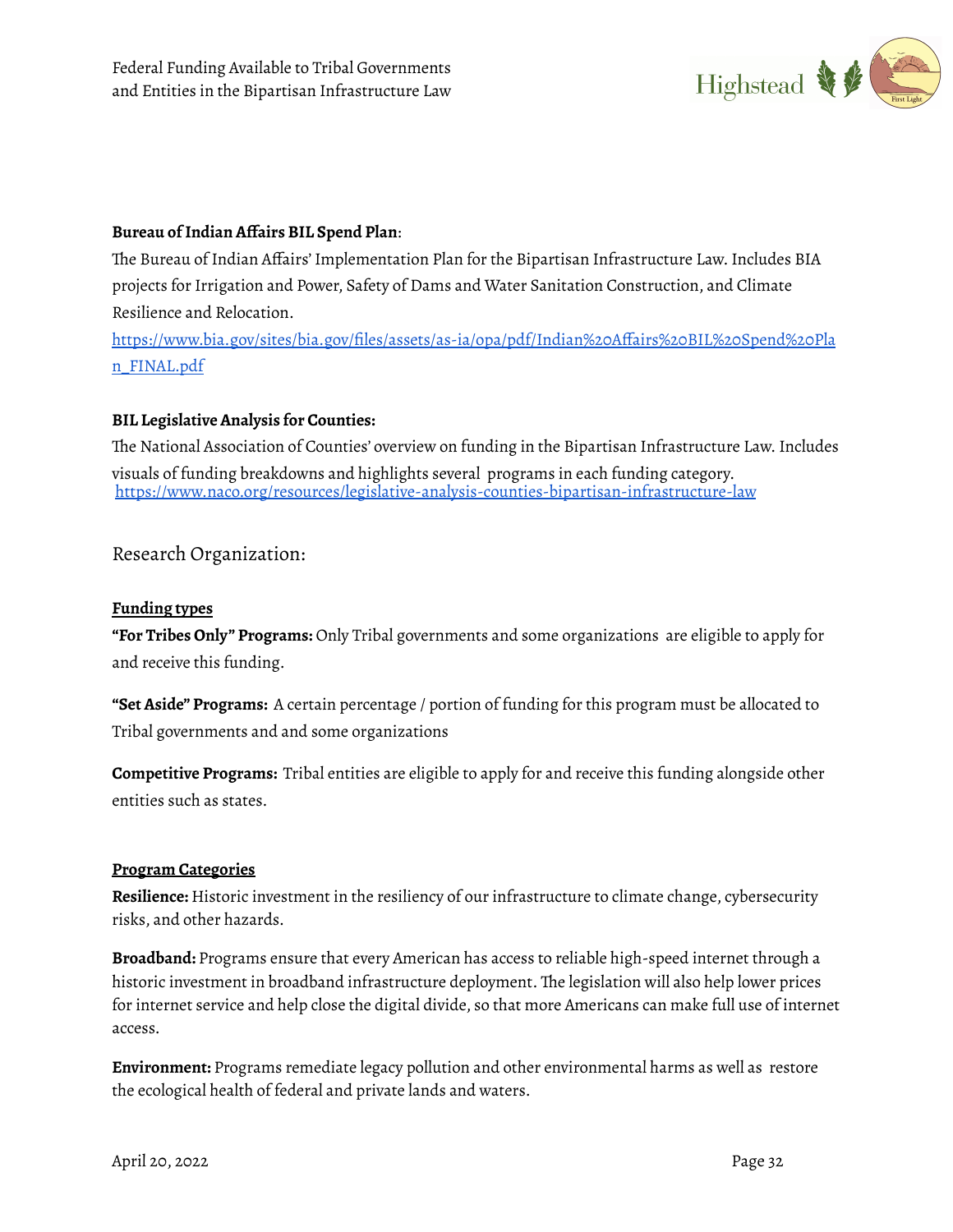**Bureau of Indian Affairs BIL Spend Plan**:

The Bureau of Indian Affairs' Implementation Plan for the Bipartisan Infrastructure Law. Includes BIA projects for Irrigation and Power, Safety of Dams and Water Sanitation Construction, and Climate Resilience and Relocation.

https://www.bia.gov/sites/bia.gov/files/assets/as-ia/opa/pdf/Indian%20Affairs%20BIL%20Spend%20Plan_FINAL.pdf

**BIL Legislative Analysis for Counties:**

The National Association of Counties' overview on funding in the Bipartisan Infrastructure Law. Includes visuals of funding breakdowns and highlights several programs in each funding category.
https://www.naco.org/resources/legislative-analysis-counties-bipartisan-infrastructure-law

## Research Organization:

**Funding types**

**"For Tribes Only" Programs:** Only Tribal governments and some organizations are eligible to apply for and receive this funding.

**"Set Aside" Programs:** A certain percentage / portion of funding for this program must be allocated to Tribal governments and and some organizations

**Competitive Programs:** Tribal entities are eligible to apply for and receive this funding alongside other entities such as states.

**Program Categories**

**Resilience:** Historic investment in the resiliency of our infrastructure to climate change, cybersecurity risks, and other hazards.

**Broadband:** Programs ensure that every American has access to reliable high-speed internet through a historic investment in broadband infrastructure deployment. The legislation will also help lower prices for internet service and help close the digital divide, so that more Americans can make full use of internet access.

**Environment:** Programs remediate legacy pollution and other environmental harms as well as restore the ecological health of federal and private lands and waters.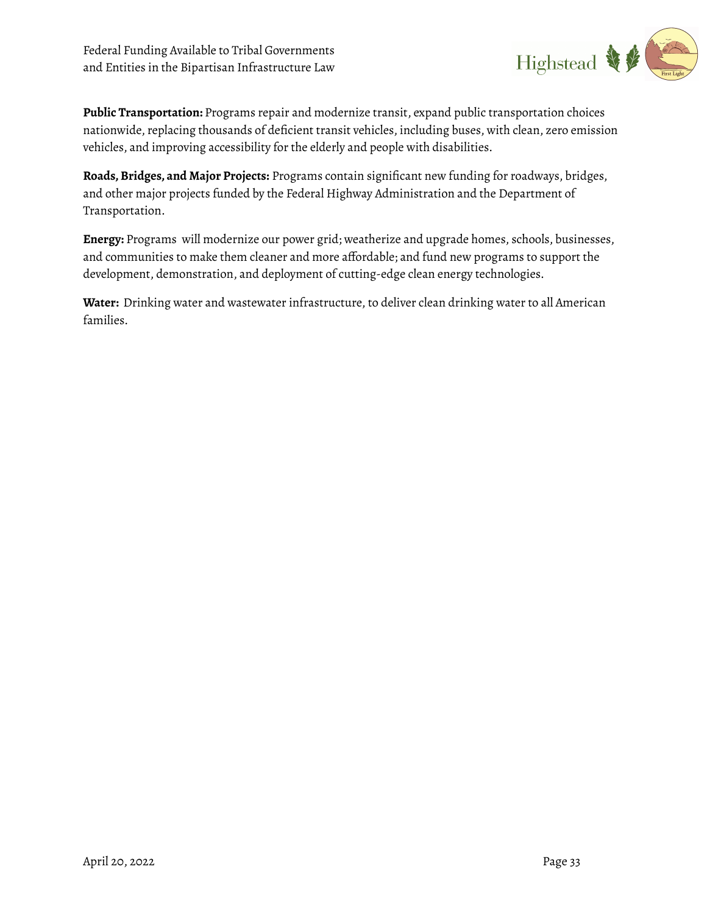**Public Transportation:** Programs repair and modernize transit, expand public transportation choices nationwide, replacing thousands of deficient transit vehicles, including buses, with clean, zero emission vehicles, and improving accessibility for the elderly and people with disabilities.

**Roads, Bridges, and Major Projects:** Programs contain significant new funding for roadways, bridges, and other major projects funded by the Federal Highway Administration and the Department of Transportation.

**Energy:** Programs will modernize our power grid; weatherize and upgrade homes, schools, businesses, and communities to make them cleaner and more affordable; and fund new programs to support the development, demonstration, and deployment of cutting-edge clean energy technologies.

**Water:** Drinking water and wastewater infrastructure, to deliver clean drinking water to all American families.